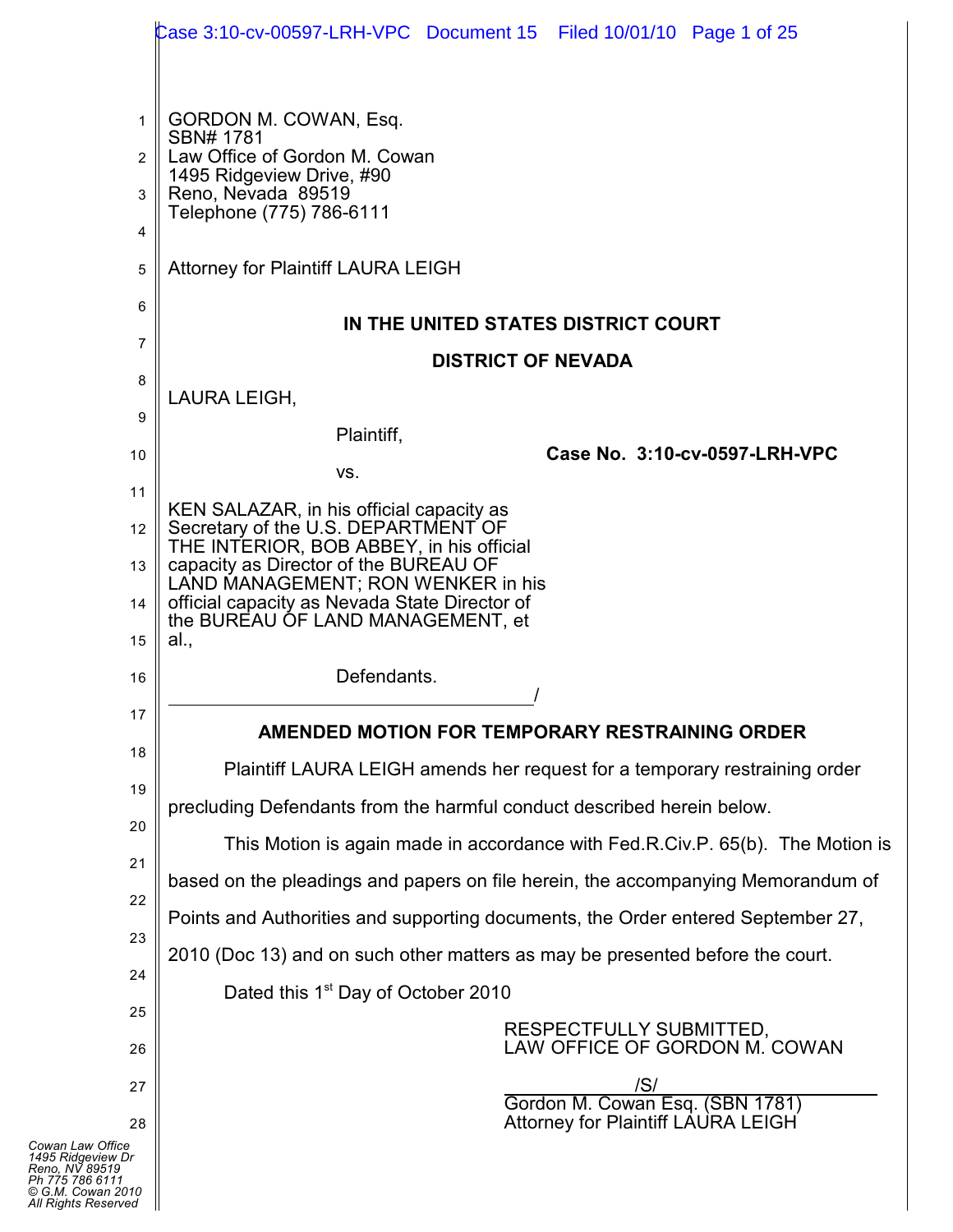GORDON M. COWAN, Esq.
SBN# 1781
Law Office of Gordon M. Cowan
1495 Ridgeview Drive, #90
Reno, Nevada 89519
Telephone (775) 786-6111

Attorney for Plaintiff LAURA LEIGH

**IN THE UNITED STATES DISTRICT COURT**

**DISTRICT OF NEVADA**

LAURA LEIGH,

Plaintiff,

vs.

KEN SALAZAR, in his official capacity as Secretary of the U.S. DEPARTMENT OF THE INTERIOR, BOB ABBEY, in his official capacity as Director of the BUREAU OF LAND MANAGEMENT; RON WENKER in his official capacity as Nevada State Director of the BUREAU OF LAND MANAGEMENT, et al.,

Defendants.
_______________________________________/

**Case No. 3:10-cv-0597-LRH-VPC**

**AMENDED MOTION FOR TEMPORARY RESTRAINING ORDER**

Plaintiff LAURA LEIGH amends her request for a temporary restraining order precluding Defendants from the harmful conduct described herein below.

This Motion is again made in accordance with Fed.R.Civ.P. 65(b). The Motion is based on the pleadings and papers on file herein, the accompanying Memorandum of Points and Authorities and supporting documents, the Order entered September 27, 2010 (Doc 13) and on such other matters as may be presented before the court.

Dated this 1st Day of October 2010

RESPECTFULLY SUBMITTED,
LAW OFFICE OF GORDON M. COWAN

/S/
Gordon M. Cowan Esq. (SBN 1781)
Attorney for Plaintiff LAURA LEIGH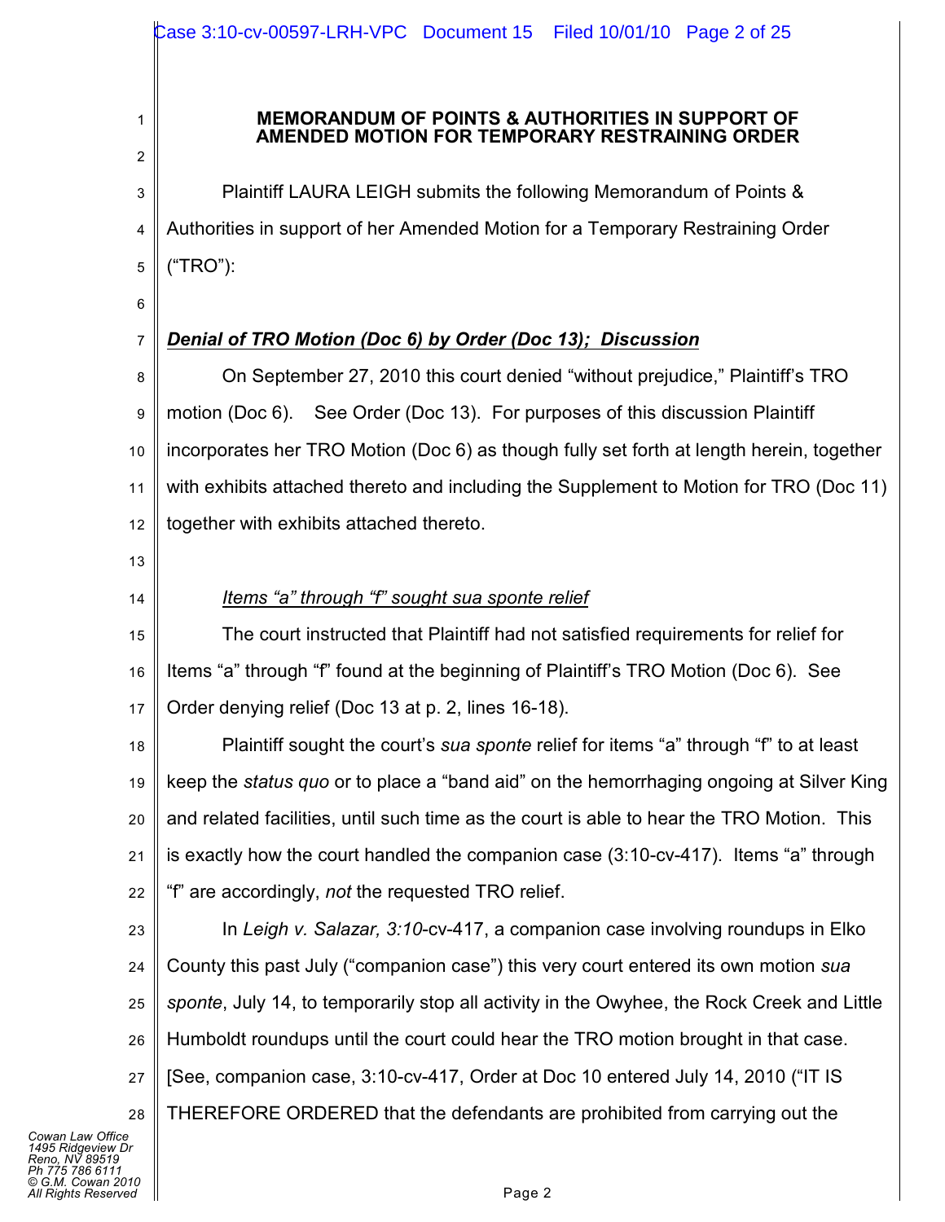# MEMORANDUM OF POINTS & AUTHORITIES IN SUPPORT OF AMENDED MOTION FOR TEMPORARY RESTRAINING ORDER

Plaintiff LAURA LEIGH submits the following Memorandum of Points & Authorities in support of her Amended Motion for a Temporary Restraining Order ("TRO"):

***Denial of TRO Motion (Doc 6) by Order (Doc 13); Discussion***

On September 27, 2010 this court denied "without prejudice," Plaintiff's TRO motion (Doc 6). See Order (Doc 13). For purposes of this discussion Plaintiff incorporates her TRO Motion (Doc 6) as though fully set forth at length herein, together with exhibits attached thereto and including the Supplement to Motion for TRO (Doc 11) together with exhibits attached thereto.

*Items "a" through "f" sought sua sponte relief*

The court instructed that Plaintiff had not satisfied requirements for relief for Items "a" through "f" found at the beginning of Plaintiff's TRO Motion (Doc 6). See Order denying relief (Doc 13 at p. 2, lines 16-18).

Plaintiff sought the court's *sua sponte* relief for items "a" through "f" to at least keep the *status quo* or to place a "band aid" on the hemorrhaging ongoing at Silver King and related facilities, until such time as the court is able to hear the TRO Motion. This is exactly how the court handled the companion case (3:10-cv-417). Items "a" through "f" are accordingly, *not* the requested TRO relief.

In *Leigh v. Salazar, 3:10*-cv-417, a companion case involving roundups in Elko County this past July ("companion case") this very court entered its own motion *sua sponte*, July 14, to temporarily stop all activity in the Owyhee, the Rock Creek and Little Humboldt roundups until the court could hear the TRO motion brought in that case. [See, companion case, 3:10-cv-417, Order at Doc 10 entered July 14, 2010 ("IT IS THEREFORE ORDERED that the defendants are prohibited from carrying out the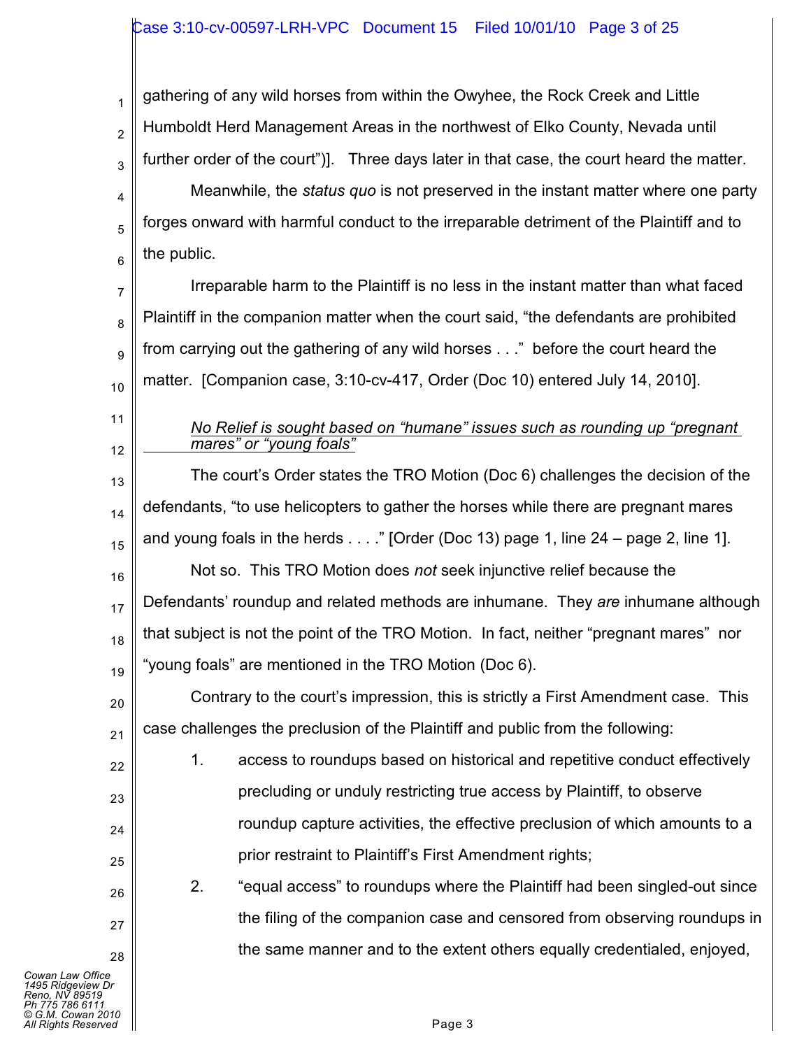gathering of any wild horses from within the Owyhee, the Rock Creek and Little Humboldt Herd Management Areas in the northwest of Elko County, Nevada until further order of the court")]. Three days later in that case, the court heard the matter.

Meanwhile, the *status quo* is not preserved in the instant matter where one party forges onward with harmful conduct to the irreparable detriment of the Plaintiff and to the public.

Irreparable harm to the Plaintiff is no less in the instant matter than what faced Plaintiff in the companion matter when the court said, "the defendants are prohibited from carrying out the gathering of any wild horses . . ." before the court heard the matter. [Companion case, 3:10-cv-417, Order (Doc 10) entered July 14, 2010].

*No Relief is sought based on "humane" issues such as rounding up "pregnant mares" or "young foals"*

The court's Order states the TRO Motion (Doc 6) challenges the decision of the defendants, "to use helicopters to gather the horses while there are pregnant mares and young foals in the herds . . . ." [Order (Doc 13) page 1, line 24 – page 2, line 1].

Not so. This TRO Motion does *not* seek injunctive relief because the Defendants' roundup and related methods are inhumane. They *are* inhumane although that subject is not the point of the TRO Motion. In fact, neither "pregnant mares" nor "young foals" are mentioned in the TRO Motion (Doc 6).

Contrary to the court's impression, this is strictly a First Amendment case. This case challenges the preclusion of the Plaintiff and public from the following:

1. access to roundups based on historical and repetitive conduct effectively precluding or unduly restricting true access by Plaintiff, to observe roundup capture activities, the effective preclusion of which amounts to a prior restraint to Plaintiff's First Amendment rights;
2. "equal access" to roundups where the Plaintiff had been singled-out since the filing of the companion case and censored from observing roundups in the same manner and to the extent others equally credentialed, enjoyed,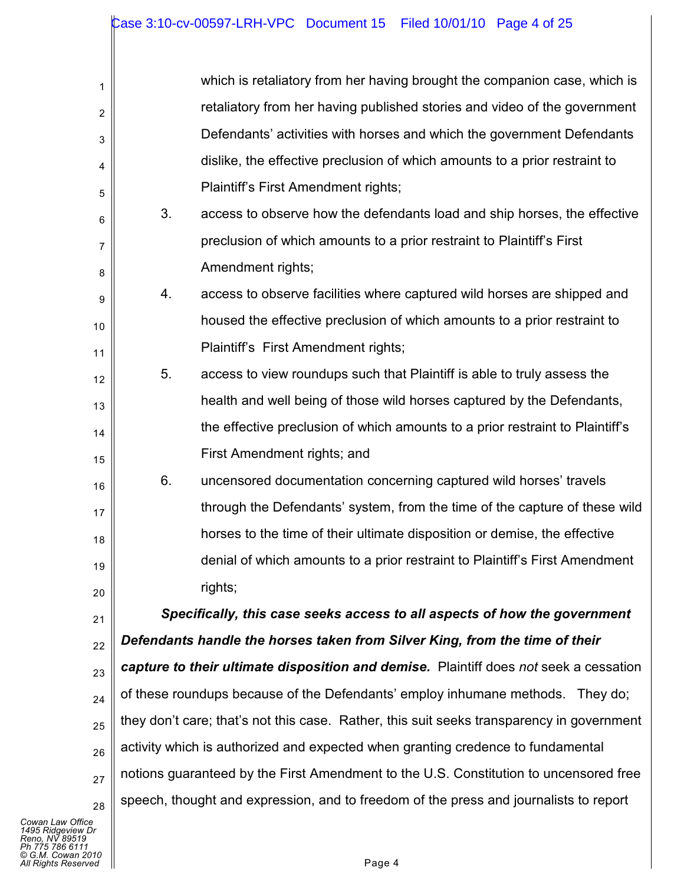which is retaliatory from her having brought the companion case, which is retaliatory from her having published stories and video of the government Defendants' activities with horses and which the government Defendants dislike, the effective preclusion of which amounts to a prior restraint to Plaintiff's First Amendment rights;

3. access to observe how the defendants load and ship horses, the effective preclusion of which amounts to a prior restraint to Plaintiff's First Amendment rights;

4. access to observe facilities where captured wild horses are shipped and housed the effective preclusion of which amounts to a prior restraint to Plaintiff's First Amendment rights;

5. access to view roundups such that Plaintiff is able to truly assess the health and well being of those wild horses captured by the Defendants, the effective preclusion of which amounts to a prior restraint to Plaintiff's First Amendment rights; and

6. uncensored documentation concerning captured wild horses' travels through the Defendants' system, from the time of the capture of these wild horses to the time of their ultimate disposition or demise, the effective denial of which amounts to a prior restraint to Plaintiff's First Amendment rights;

***Specifically, this case seeks access to all aspects of how the government Defendants handle the horses taken from Silver King, from the time of their capture to their ultimate disposition and demise.*** Plaintiff does *not* seek a cessation of these roundups because of the Defendants' employ inhumane methods. They do; they don't care; that's not this case. Rather, this suit seeks transparency in government activity which is authorized and expected when granting credence to fundamental notions guaranteed by the First Amendment to the U.S. Constitution to uncensored free speech, thought and expression, and to freedom of the press and journalists to report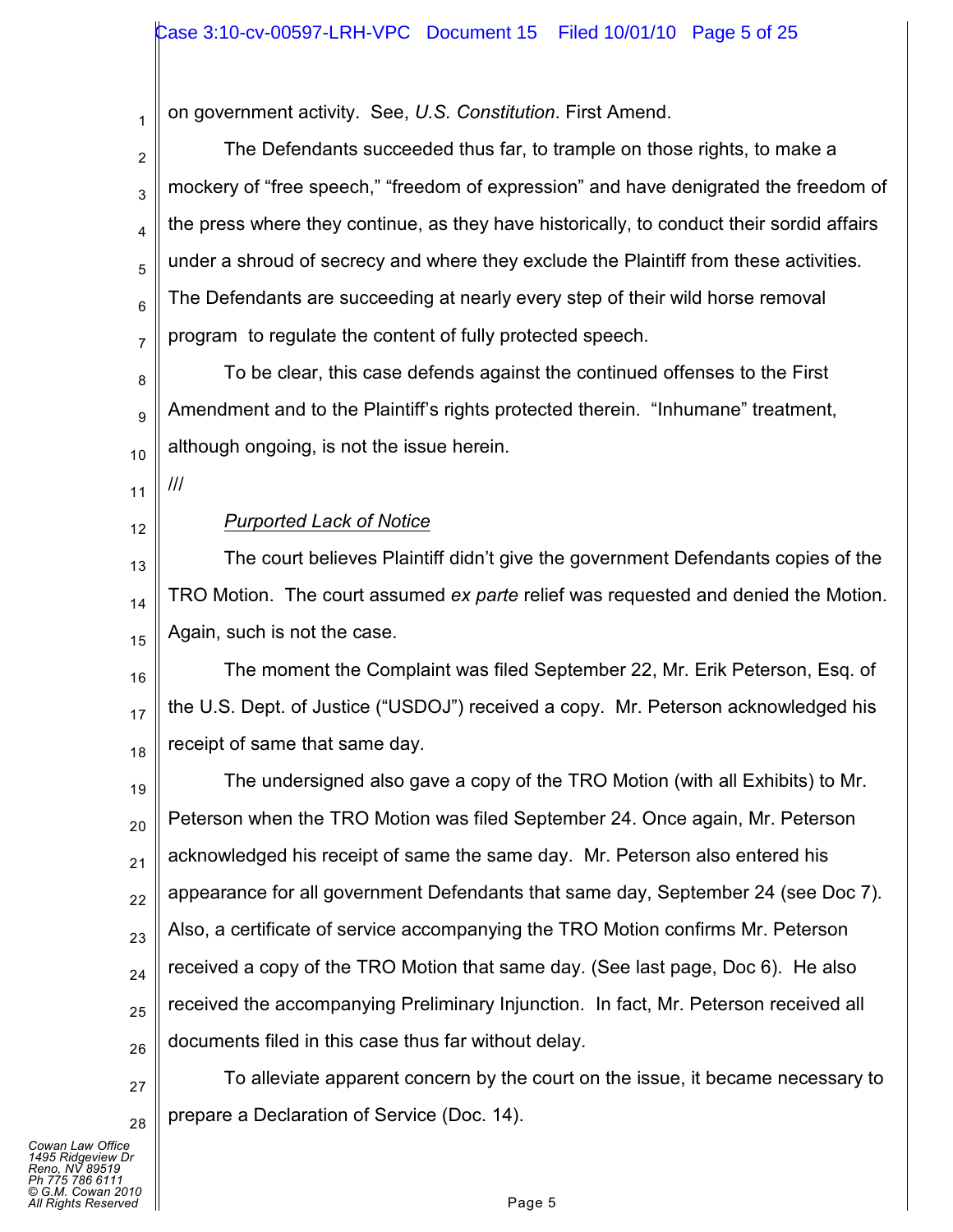on government activity. See, *U.S. Constitution*. First Amend.

The Defendants succeeded thus far, to trample on those rights, to make a mockery of "free speech," "freedom of expression" and have denigrated the freedom of the press where they continue, as they have historically, to conduct their sordid affairs under a shroud of secrecy and where they exclude the Plaintiff from these activities. The Defendants are succeeding at nearly every step of their wild horse removal program to regulate the content of fully protected speech.

To be clear, this case defends against the continued offenses to the First Amendment and to the Plaintiff's rights protected therein. "Inhumane" treatment, although ongoing, is not the issue herein.

///

_Purported Lack of Notice_

The court believes Plaintiff didn't give the government Defendants copies of the TRO Motion. The court assumed *ex parte* relief was requested and denied the Motion. Again, such is not the case.

The moment the Complaint was filed September 22, Mr. Erik Peterson, Esq. of the U.S. Dept. of Justice ("USDOJ") received a copy. Mr. Peterson acknowledged his receipt of same that same day.

The undersigned also gave a copy of the TRO Motion (with all Exhibits) to Mr. Peterson when the TRO Motion was filed September 24. Once again, Mr. Peterson acknowledged his receipt of same the same day. Mr. Peterson also entered his appearance for all government Defendants that same day, September 24 (see Doc 7). Also, a certificate of service accompanying the TRO Motion confirms Mr. Peterson received a copy of the TRO Motion that same day. (See last page, Doc 6). He also received the accompanying Preliminary Injunction. In fact, Mr. Peterson received all documents filed in this case thus far without delay.

To alleviate apparent concern by the court on the issue, it became necessary to prepare a Declaration of Service (Doc. 14).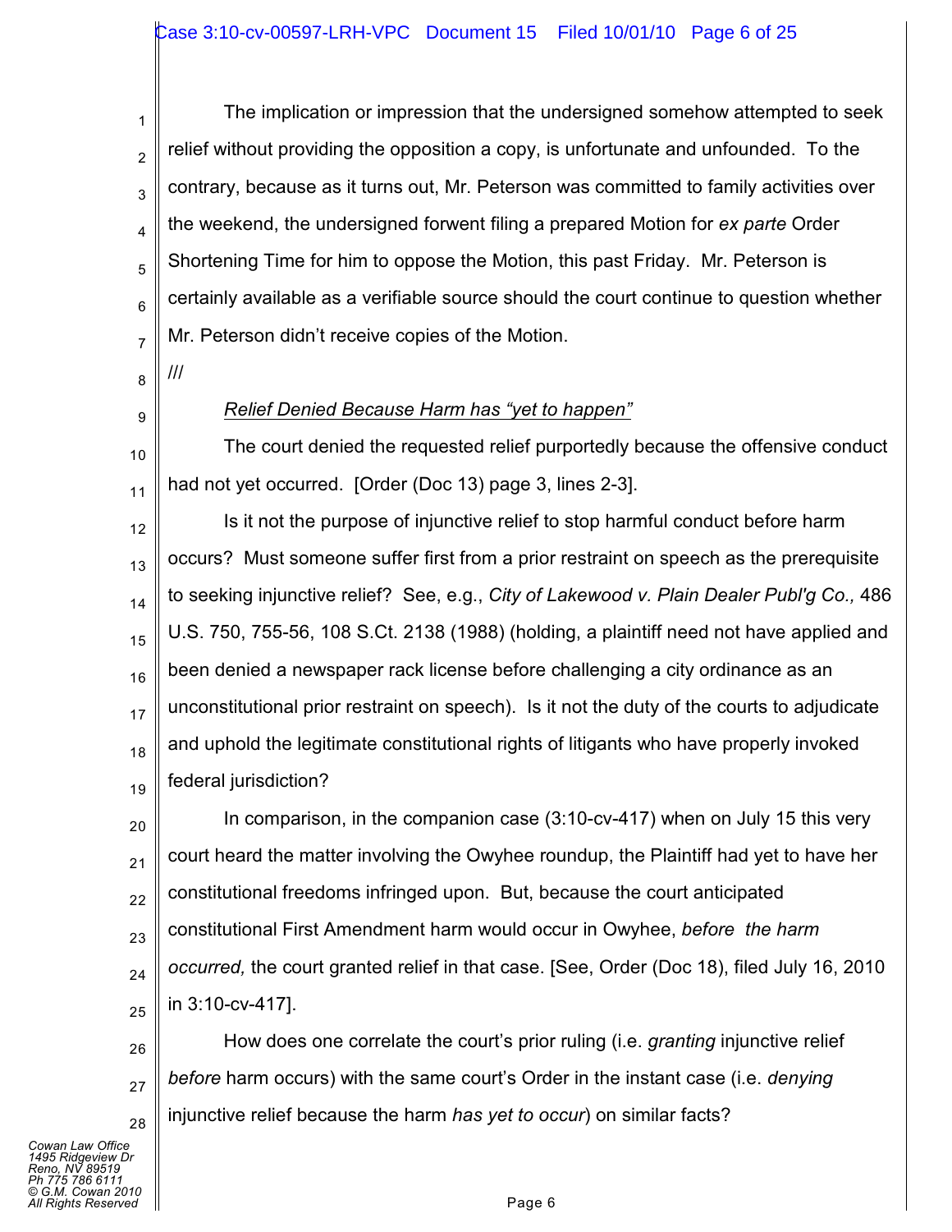The implication or impression that the undersigned somehow attempted to seek relief without providing the opposition a copy, is unfortunate and unfounded. To the contrary, because as it turns out, Mr. Peterson was committed to family activities over the weekend, the undersigned forwent filing a prepared Motion for *ex parte* Order Shortening Time for him to oppose the Motion, this past Friday. Mr. Peterson is certainly available as a verifiable source should the court continue to question whether Mr. Peterson didn't receive copies of the Motion.

///

*Relief Denied Because Harm has "yet to happen"*

The court denied the requested relief purportedly because the offensive conduct had not yet occurred. [Order (Doc 13) page 3, lines 2-3].

Is it not the purpose of injunctive relief to stop harmful conduct before harm occurs? Must someone suffer first from a prior restraint on speech as the prerequisite to seeking injunctive relief? See, e.g., *City of Lakewood v. Plain Dealer Publ'g Co.,* 486 U.S. 750, 755-56, 108 S.Ct. 2138 (1988) (holding, a plaintiff need not have applied and been denied a newspaper rack license before challenging a city ordinance as an unconstitutional prior restraint on speech). Is it not the duty of the courts to adjudicate and uphold the legitimate constitutional rights of litigants who have properly invoked federal jurisdiction?

In comparison, in the companion case (3:10-cv-417) when on July 15 this very court heard the matter involving the Owyhee roundup, the Plaintiff had yet to have her constitutional freedoms infringed upon. But, because the court anticipated constitutional First Amendment harm would occur in Owyhee, *before the harm occurred,* the court granted relief in that case. [See, Order (Doc 18), filed July 16, 2010 in 3:10-cv-417].

How does one correlate the court's prior ruling (i.e. *granting* injunctive relief *before* harm occurs) with the same court's Order in the instant case (i.e. *denying* injunctive relief because the harm *has yet to occur*) on similar facts?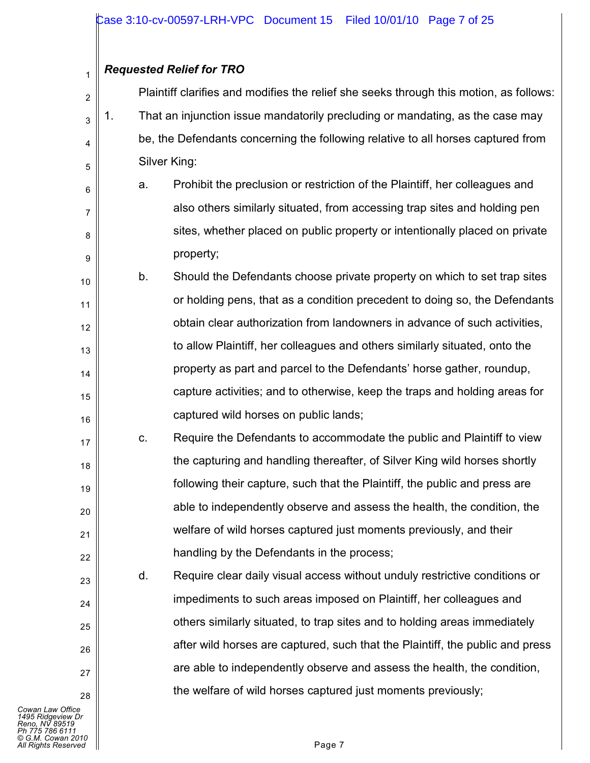***Requested Relief for TRO***

Plaintiff clarifies and modifies the relief she seeks through this motion, as follows:

1. That an injunction issue mandatorily precluding or mandating, as the case may be, the Defendants concerning the following relative to all horses captured from Silver King:

   a. Prohibit the preclusion or restriction of the Plaintiff, her colleagues and also others similarly situated, from accessing trap sites and holding pen sites, whether placed on public property or intentionally placed on private property;

   b. Should the Defendants choose private property on which to set trap sites or holding pens, that as a condition precedent to doing so, the Defendants obtain clear authorization from landowners in advance of such activities, to allow Plaintiff, her colleagues and others similarly situated, onto the property as part and parcel to the Defendants' horse gather, roundup, capture activities; and to otherwise, keep the traps and holding areas for captured wild horses on public lands;

   c. Require the Defendants to accommodate the public and Plaintiff to view the capturing and handling thereafter, of Silver King wild horses shortly following their capture, such that the Plaintiff, the public and press are able to independently observe and assess the health, the condition, the welfare of wild horses captured just moments previously, and their handling by the Defendants in the process;

   d. Require clear daily visual access without unduly restrictive conditions or impediments to such areas imposed on Plaintiff, her colleagues and others similarly situated, to trap sites and to holding areas immediately after wild horses are captured, such that the Plaintiff, the public and press are able to independently observe and assess the health, the condition, the welfare of wild horses captured just moments previously;

Cowan Law Office
1495 Ridgeview Dr
Reno, NV 89519
Ph 775 786 6111
© G.M. Cowan 2010
All Rights Reserved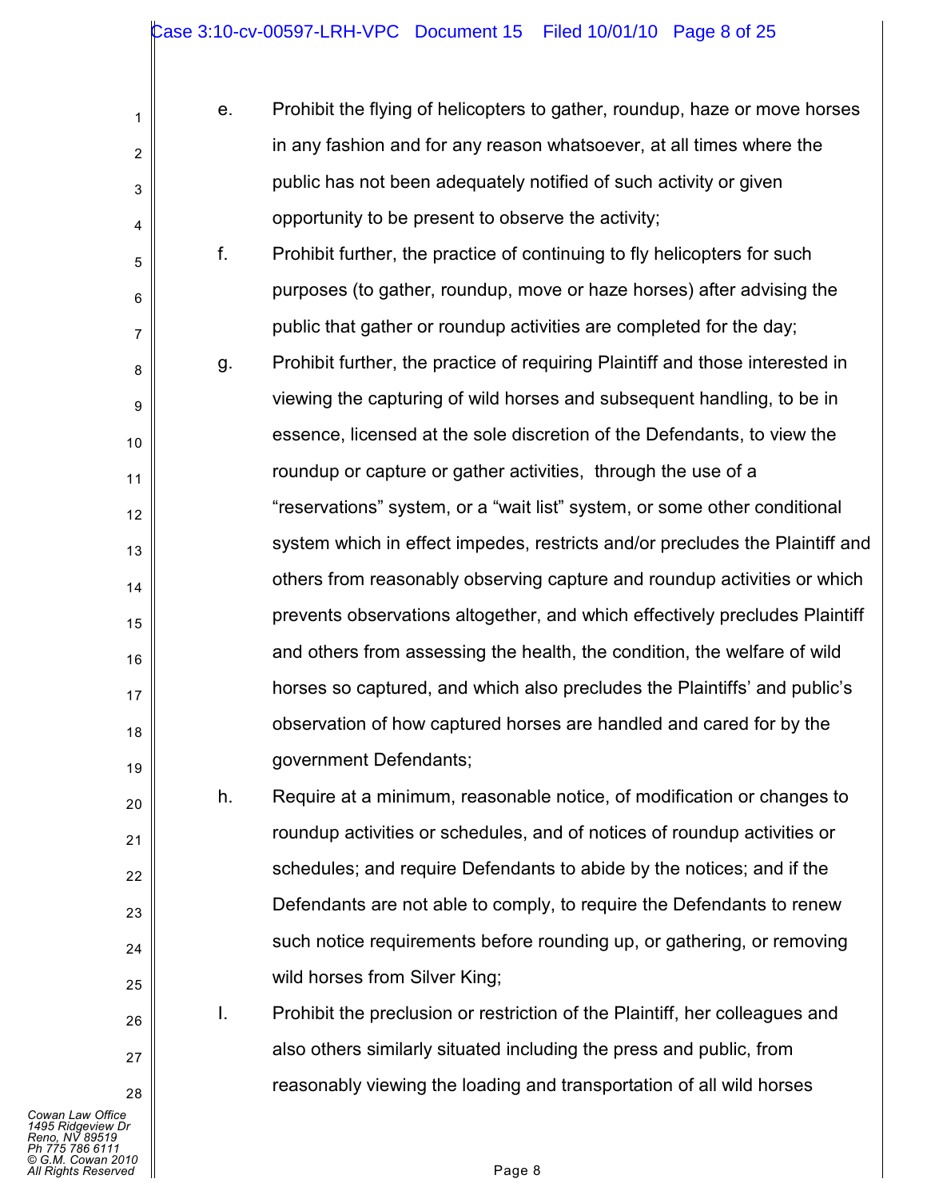e. Prohibit the flying of helicopters to gather, roundup, haze or move horses in any fashion and for any reason whatsoever, at all times where the public has not been adequately notified of such activity or given opportunity to be present to observe the activity;

f. Prohibit further, the practice of continuing to fly helicopters for such purposes (to gather, roundup, move or haze horses) after advising the public that gather or roundup activities are completed for the day;

g. Prohibit further, the practice of requiring Plaintiff and those interested in viewing the capturing of wild horses and subsequent handling, to be in essence, licensed at the sole discretion of the Defendants, to view the roundup or capture or gather activities, through the use of a "reservations" system, or a "wait list" system, or some other conditional system which in effect impedes, restricts and/or precludes the Plaintiff and others from reasonably observing capture and roundup activities or which prevents observations altogether, and which effectively precludes Plaintiff and others from assessing the health, the condition, the welfare of wild horses so captured, and which also precludes the Plaintiffs' and public's observation of how captured horses are handled and cared for by the government Defendants;

h. Require at a minimum, reasonable notice, of modification or changes to roundup activities or schedules, and of notices of roundup activities or schedules; and require Defendants to abide by the notices; and if the Defendants are not able to comply, to require the Defendants to renew such notice requirements before rounding up, or gathering, or removing wild horses from Silver King;

I. Prohibit the preclusion or restriction of the Plaintiff, her colleagues and also others similarly situated including the press and public, from reasonably viewing the loading and transportation of all wild horses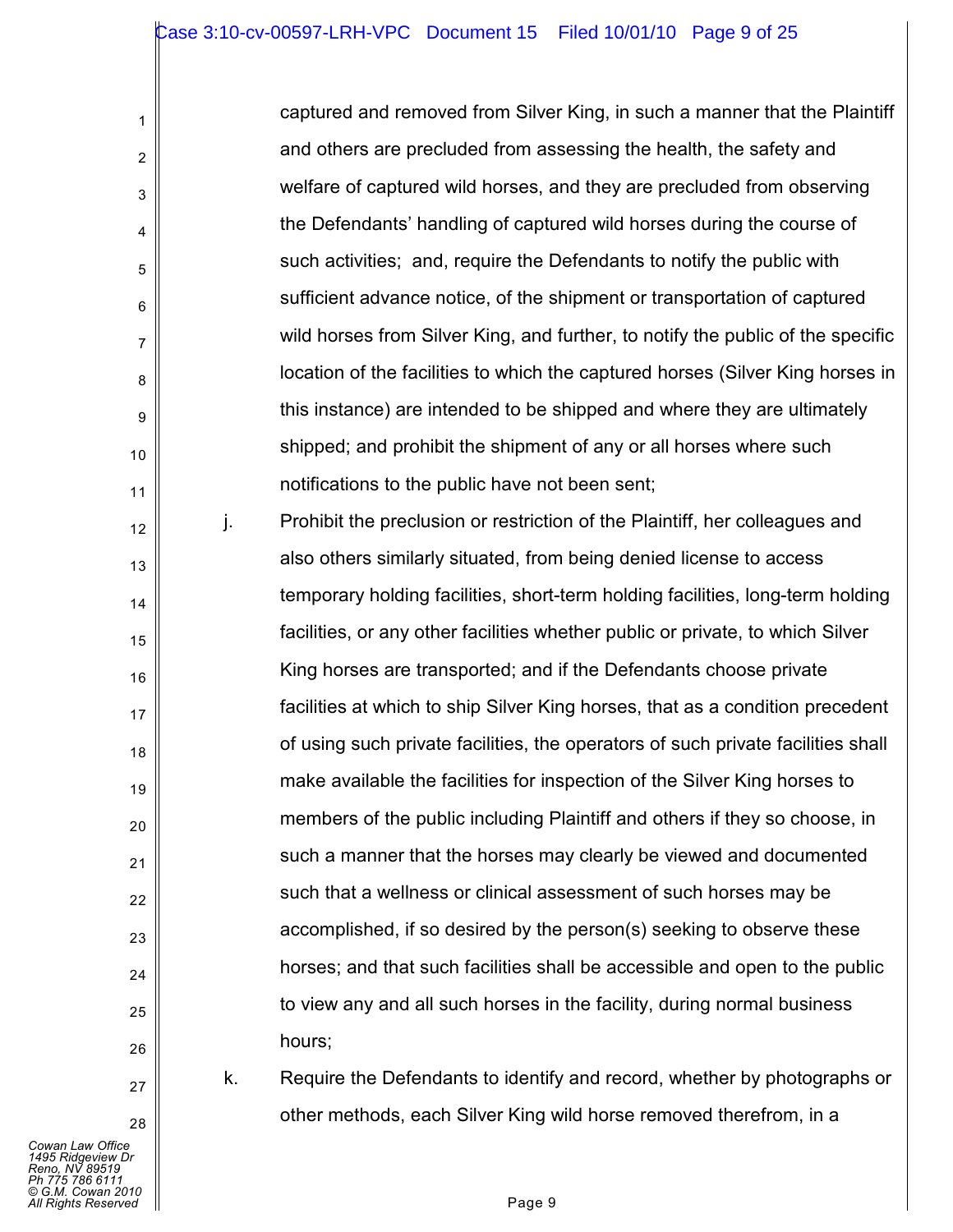captured and removed from Silver King, in such a manner that the Plaintiff and others are precluded from assessing the health, the safety and welfare of captured wild horses, and they are precluded from observing the Defendants' handling of captured wild horses during the course of such activities; and, require the Defendants to notify the public with sufficient advance notice, of the shipment or transportation of captured wild horses from Silver King, and further, to notify the public of the specific location of the facilities to which the captured horses (Silver King horses in this instance) are intended to be shipped and where they are ultimately shipped; and prohibit the shipment of any or all horses where such notifications to the public have not been sent;

j. Prohibit the preclusion or restriction of the Plaintiff, her colleagues and also others similarly situated, from being denied license to access temporary holding facilities, short-term holding facilities, long-term holding facilities, or any other facilities whether public or private, to which Silver King horses are transported; and if the Defendants choose private facilities at which to ship Silver King horses, that as a condition precedent of using such private facilities, the operators of such private facilities shall make available the facilities for inspection of the Silver King horses to members of the public including Plaintiff and others if they so choose, in such a manner that the horses may clearly be viewed and documented such that a wellness or clinical assessment of such horses may be accomplished, if so desired by the person(s) seeking to observe these horses; and that such facilities shall be accessible and open to the public to view any and all such horses in the facility, during normal business hours;

k. Require the Defendants to identify and record, whether by photographs or other methods, each Silver King wild horse removed therefrom, in a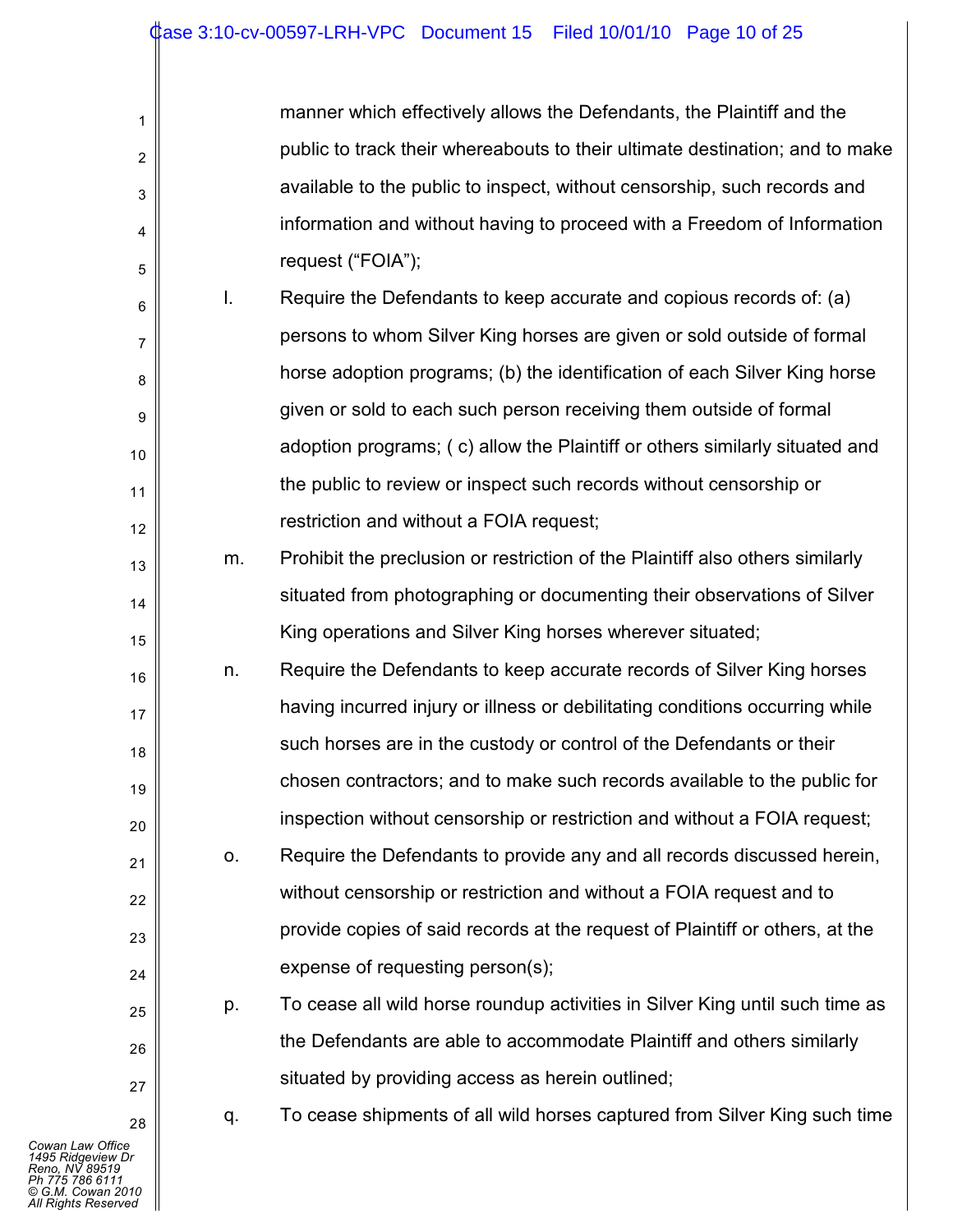manner which effectively allows the Defendants, the Plaintiff and the public to track their whereabouts to their ultimate destination; and to make available to the public to inspect, without censorship, such records and information and without having to proceed with a Freedom of Information request ("FOIA");

l. Require the Defendants to keep accurate and copious records of: (a) persons to whom Silver King horses are given or sold outside of formal horse adoption programs; (b) the identification of each Silver King horse given or sold to each such person receiving them outside of formal adoption programs; ( c) allow the Plaintiff or others similarly situated and the public to review or inspect such records without censorship or restriction and without a FOIA request;

m. Prohibit the preclusion or restriction of the Plaintiff also others similarly situated from photographing or documenting their observations of Silver King operations and Silver King horses wherever situated;

n. Require the Defendants to keep accurate records of Silver King horses having incurred injury or illness or debilitating conditions occurring while such horses are in the custody or control of the Defendants or their chosen contractors; and to make such records available to the public for inspection without censorship or restriction and without a FOIA request;

o. Require the Defendants to provide any and all records discussed herein, without censorship or restriction and without a FOIA request and to provide copies of said records at the request of Plaintiff or others, at the expense of requesting person(s);

p. To cease all wild horse roundup activities in Silver King until such time as the Defendants are able to accommodate Plaintiff and others similarly situated by providing access as herein outlined;

q. To cease shipments of all wild horses captured from Silver King such time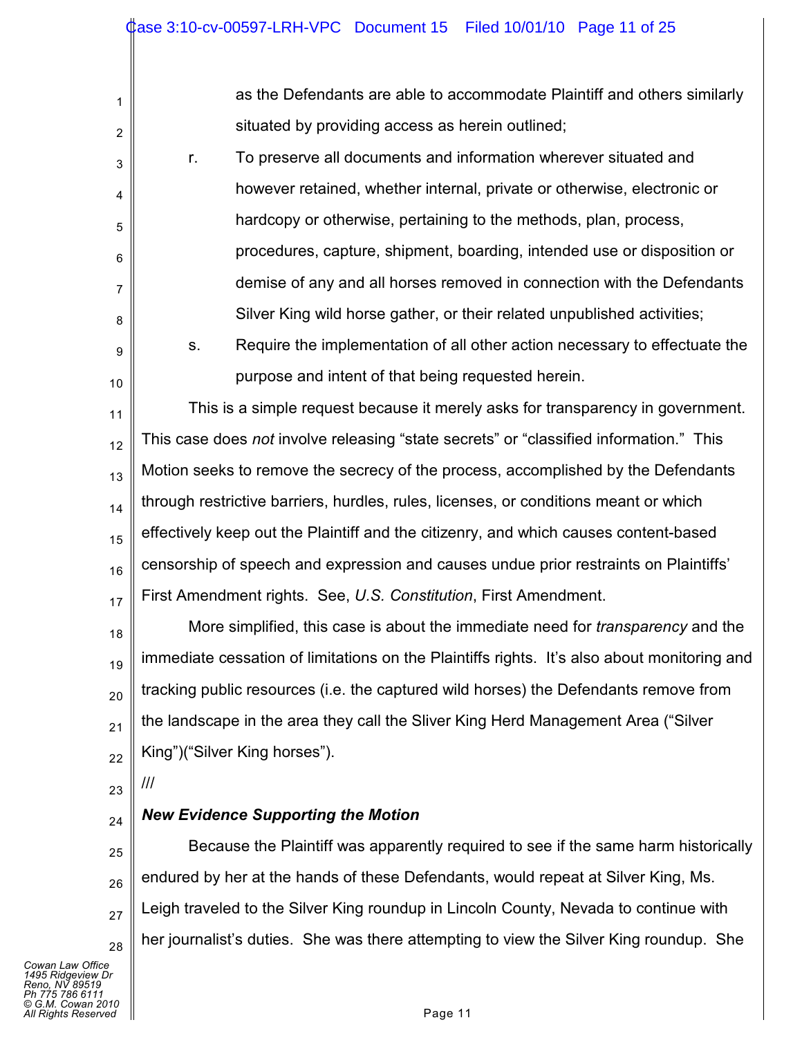as the Defendants are able to accommodate Plaintiff and others similarly situated by providing access as herein outlined;

r. To preserve all documents and information wherever situated and however retained, whether internal, private or otherwise, electronic or hardcopy or otherwise, pertaining to the methods, plan, process, procedures, capture, shipment, boarding, intended use or disposition or demise of any and all horses removed in connection with the Defendants Silver King wild horse gather, or their related unpublished activities;

s. Require the implementation of all other action necessary to effectuate the purpose and intent of that being requested herein.

This is a simple request because it merely asks for transparency in government. This case does *not* involve releasing "state secrets" or "classified information." This Motion seeks to remove the secrecy of the process, accomplished by the Defendants through restrictive barriers, hurdles, rules, licenses, or conditions meant or which effectively keep out the Plaintiff and the citizenry, and which causes content-based censorship of speech and expression and causes undue prior restraints on Plaintiffs' First Amendment rights. See, *U.S. Constitution*, First Amendment.

More simplified, this case is about the immediate need for *transparency* and the immediate cessation of limitations on the Plaintiffs rights. It's also about monitoring and tracking public resources (i.e. the captured wild horses) the Defendants remove from the landscape in the area they call the Sliver King Herd Management Area ("Silver King")("Silver King horses").

///

***New Evidence Supporting the Motion***

Because the Plaintiff was apparently required to see if the same harm historically endured by her at the hands of these Defendants, would repeat at Silver King, Ms. Leigh traveled to the Silver King roundup in Lincoln County, Nevada to continue with her journalist's duties. She was there attempting to view the Silver King roundup. She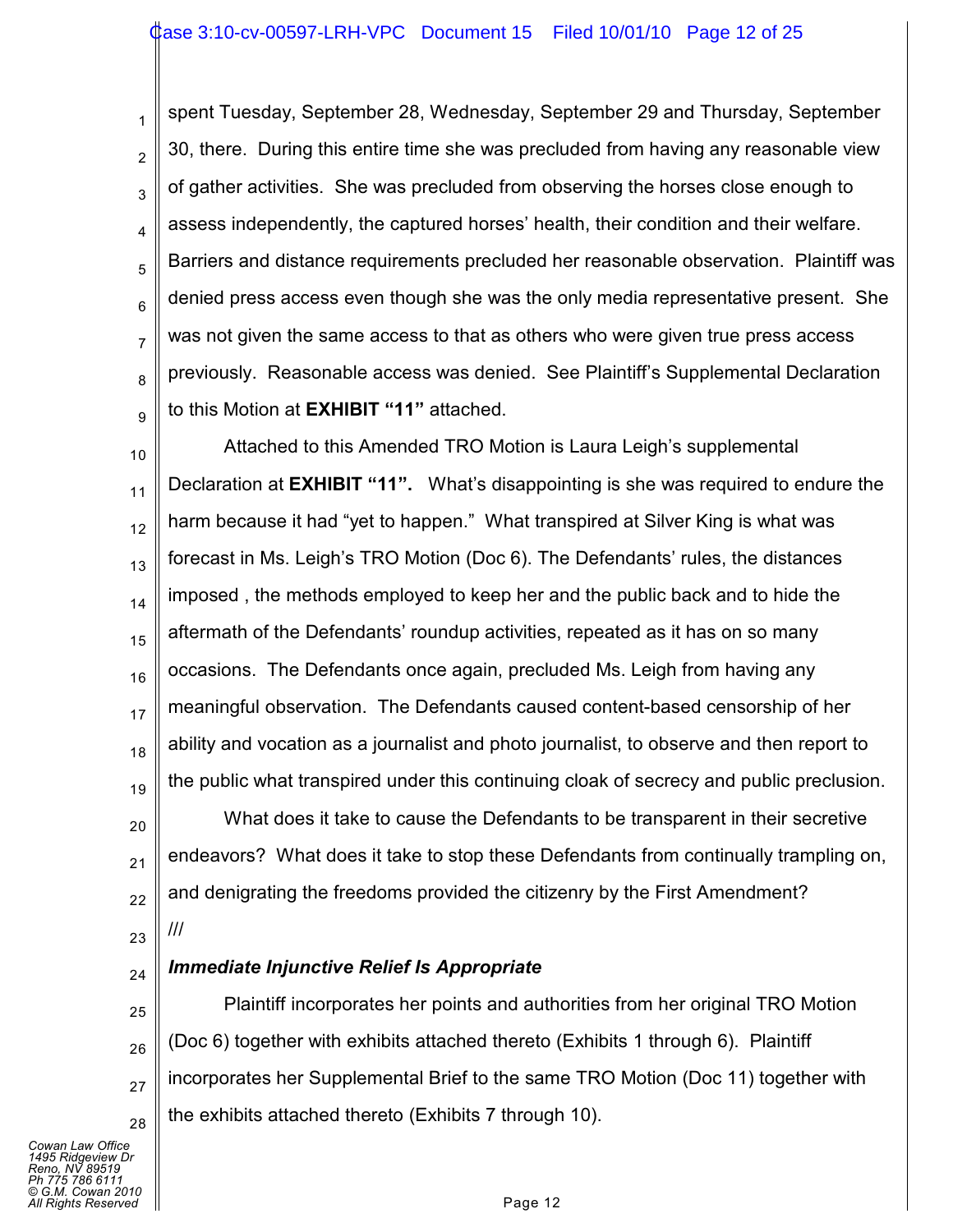spent Tuesday, September 28, Wednesday, September 29 and Thursday, September 30, there. During this entire time she was precluded from having any reasonable view of gather activities. She was precluded from observing the horses close enough to assess independently, the captured horses' health, their condition and their welfare. Barriers and distance requirements precluded her reasonable observation. Plaintiff was denied press access even though she was the only media representative present. She was not given the same access to that as others who were given true press access previously. Reasonable access was denied. See Plaintiff's Supplemental Declaration to this Motion at **EXHIBIT "11"** attached.

Attached to this Amended TRO Motion is Laura Leigh's supplemental Declaration at **EXHIBIT "11".** What's disappointing is she was required to endure the harm because it had "yet to happen." What transpired at Silver King is what was forecast in Ms. Leigh's TRO Motion (Doc 6). The Defendants' rules, the distances imposed , the methods employed to keep her and the public back and to hide the aftermath of the Defendants' roundup activities, repeated as it has on so many occasions. The Defendants once again, precluded Ms. Leigh from having any meaningful observation. The Defendants caused content-based censorship of her ability and vocation as a journalist and photo journalist, to observe and then report to the public what transpired under this continuing cloak of secrecy and public preclusion.

What does it take to cause the Defendants to be transparent in their secretive endeavors? What does it take to stop these Defendants from continually trampling on, and denigrating the freedoms provided the citizenry by the First Amendment?

///

***Immediate Injunctive Relief Is Appropriate***

Plaintiff incorporates her points and authorities from her original TRO Motion (Doc 6) together with exhibits attached thereto (Exhibits 1 through 6). Plaintiff incorporates her Supplemental Brief to the same TRO Motion (Doc 11) together with the exhibits attached thereto (Exhibits 7 through 10).

*Cowan Law Office*
*1495 Ridgeview Dr*
*Reno, NV 89519*
*Ph 775 786 6111*
*© G.M. Cowan 2010*
*All Rights Reserved*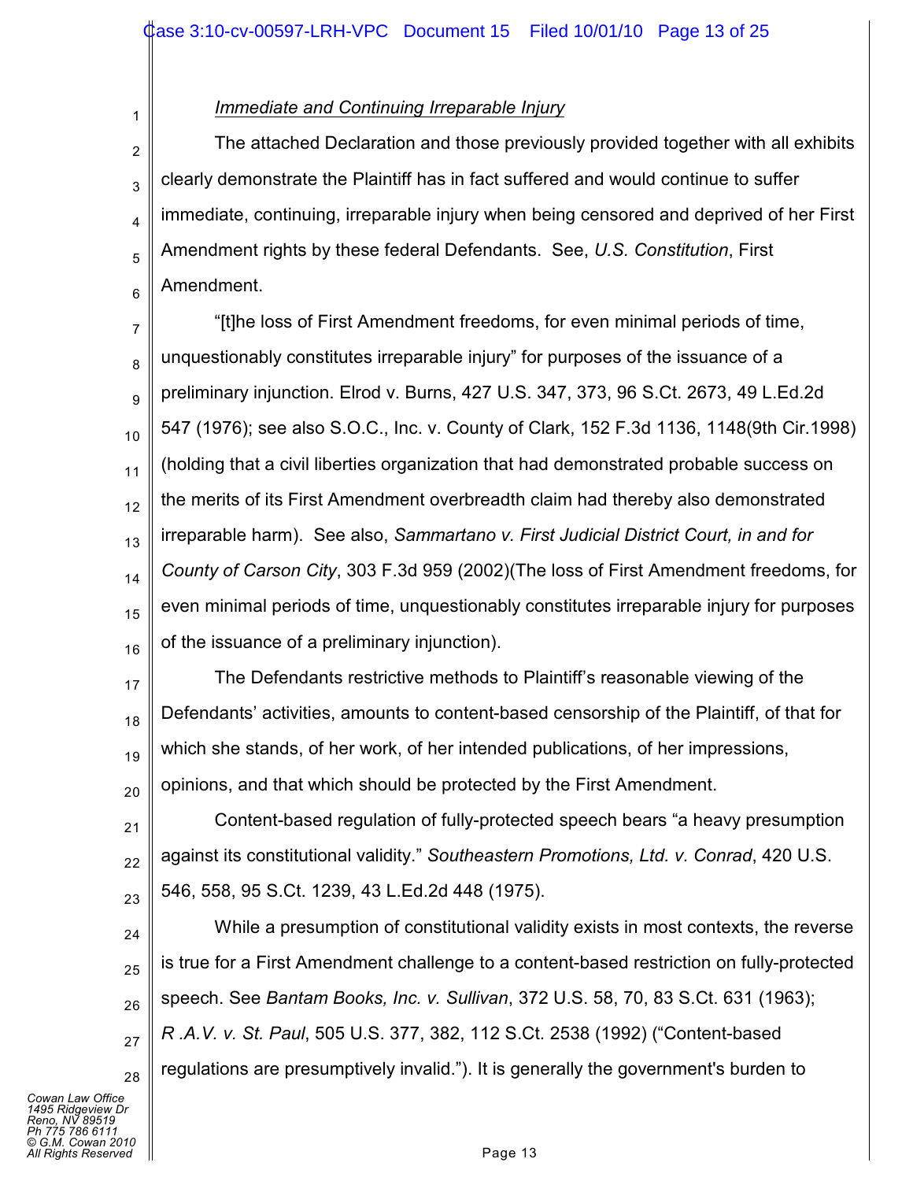*Immediate and Continuing Irreparable Injury*

The attached Declaration and those previously provided together with all exhibits clearly demonstrate the Plaintiff has in fact suffered and would continue to suffer immediate, continuing, irreparable injury when being censored and deprived of her First Amendment rights by these federal Defendants. See, *U.S. Constitution*, First Amendment.

"[t]he loss of First Amendment freedoms, for even minimal periods of time, unquestionably constitutes irreparable injury" for purposes of the issuance of a preliminary injunction. Elrod v. Burns, 427 U.S. 347, 373, 96 S.Ct. 2673, 49 L.Ed.2d 547 (1976); see also S.O.C., Inc. v. County of Clark, 152 F.3d 1136, 1148(9th Cir.1998) (holding that a civil liberties organization that had demonstrated probable success on the merits of its First Amendment overbreadth claim had thereby also demonstrated irreparable harm). See also, *Sammartano v. First Judicial District Court, in and for County of Carson City*, 303 F.3d 959 (2002)(The loss of First Amendment freedoms, for even minimal periods of time, unquestionably constitutes irreparable injury for purposes of the issuance of a preliminary injunction).

The Defendants restrictive methods to Plaintiff's reasonable viewing of the Defendants' activities, amounts to content-based censorship of the Plaintiff, of that for which she stands, of her work, of her intended publications, of her impressions, opinions, and that which should be protected by the First Amendment.

Content-based regulation of fully-protected speech bears "a heavy presumption against its constitutional validity." *Southeastern Promotions, Ltd. v. Conrad*, 420 U.S. 546, 558, 95 S.Ct. 1239, 43 L.Ed.2d 448 (1975).

While a presumption of constitutional validity exists in most contexts, the reverse is true for a First Amendment challenge to a content-based restriction on fully-protected speech. See *Bantam Books, Inc. v. Sullivan*, 372 U.S. 58, 70, 83 S.Ct. 631 (1963); *R .A.V. v. St. Paul*, 505 U.S. 377, 382, 112 S.Ct. 2538 (1992) ("Content-based regulations are presumptively invalid."). It is generally the government's burden to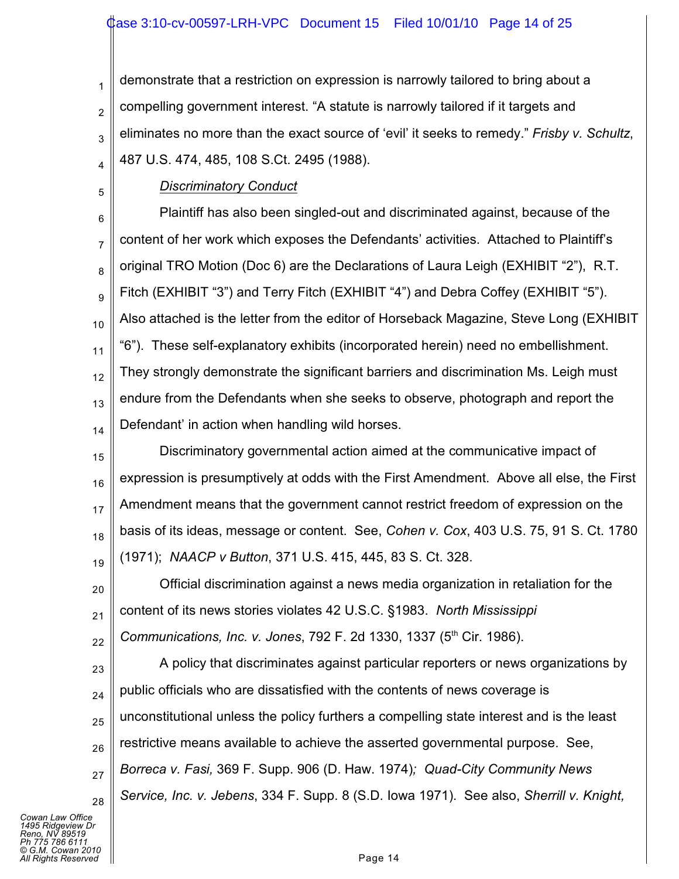demonstrate that a restriction on expression is narrowly tailored to bring about a compelling government interest. "A statute is narrowly tailored if it targets and eliminates no more than the exact source of 'evil' it seeks to remedy." *Frisby v. Schultz*, 487 U.S. 474, 485, 108 S.Ct. 2495 (1988).

*Discriminatory Conduct*

Plaintiff has also been singled-out and discriminated against, because of the content of her work which exposes the Defendants' activities. Attached to Plaintiff's original TRO Motion (Doc 6) are the Declarations of Laura Leigh (EXHIBIT "2"), R.T. Fitch (EXHIBIT "3") and Terry Fitch (EXHIBIT "4") and Debra Coffey (EXHIBIT "5"). Also attached is the letter from the editor of Horseback Magazine, Steve Long (EXHIBIT "6"). These self-explanatory exhibits (incorporated herein) need no embellishment. They strongly demonstrate the significant barriers and discrimination Ms. Leigh must endure from the Defendants when she seeks to observe, photograph and report the Defendant' in action when handling wild horses.

Discriminatory governmental action aimed at the communicative impact of expression is presumptively at odds with the First Amendment. Above all else, the First Amendment means that the government cannot restrict freedom of expression on the basis of its ideas, message or content. See, *Cohen v. Cox*, 403 U.S. 75, 91 S. Ct. 1780 (1971); *NAACP v Button*, 371 U.S. 415, 445, 83 S. Ct. 328.

Official discrimination against a news media organization in retaliation for the content of its news stories violates 42 U.S.C. §1983. *North Mississippi Communications, Inc. v. Jones*, 792 F. 2d 1330, 1337 (5th Cir. 1986).

A policy that discriminates against particular reporters or news organizations by public officials who are dissatisfied with the contents of news coverage is unconstitutional unless the policy furthers a compelling state interest and is the least restrictive means available to achieve the asserted governmental purpose. See, *Borreca v. Fasi,* 369 F. Supp. 906 (D. Haw. 1974); *Quad-City Community News Service, Inc. v. Jebens*, 334 F. Supp. 8 (S.D. Iowa 1971). See also, *Sherrill v. Knight,*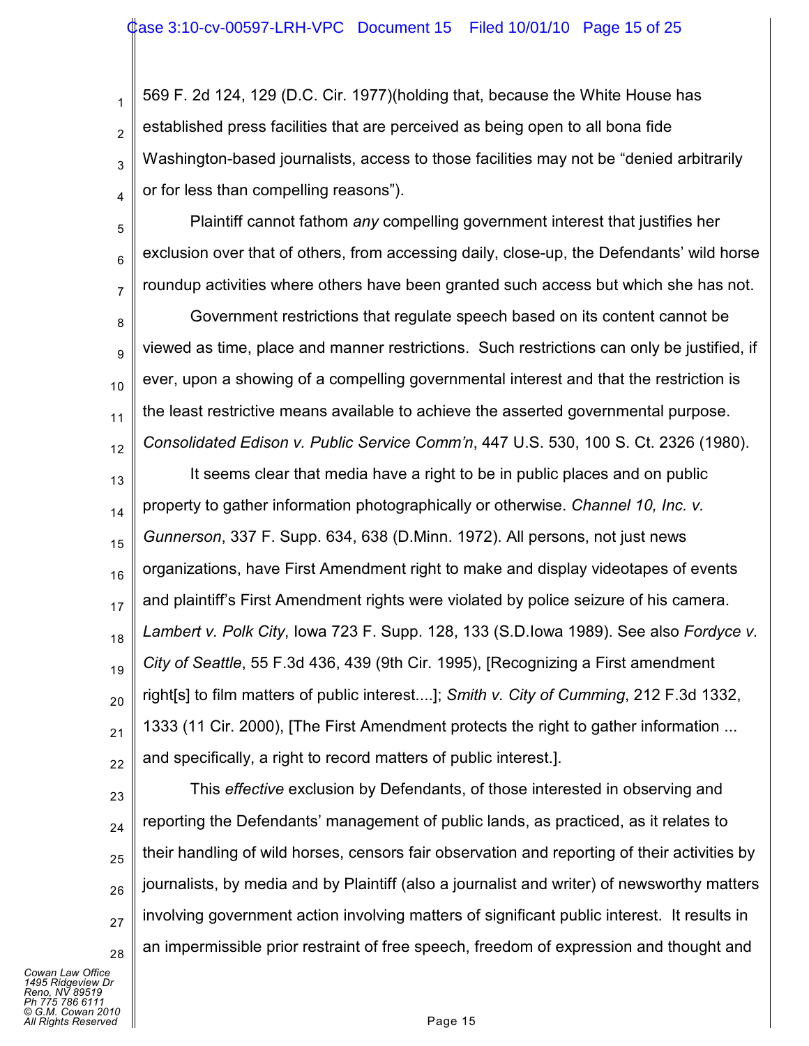569 F. 2d 124, 129 (D.C. Cir. 1977)(holding that, because the White House has established press facilities that are perceived as being open to all bona fide Washington-based journalists, access to those facilities may not be "denied arbitrarily or for less than compelling reasons").

Plaintiff cannot fathom *any* compelling government interest that justifies her exclusion over that of others, from accessing daily, close-up, the Defendants' wild horse roundup activities where others have been granted such access but which she has not.

Government restrictions that regulate speech based on its content cannot be viewed as time, place and manner restrictions. Such restrictions can only be justified, if ever, upon a showing of a compelling governmental interest and that the restriction is the least restrictive means available to achieve the asserted governmental purpose. *Consolidated Edison v. Public Service Comm'n*, 447 U.S. 530, 100 S. Ct. 2326 (1980).

It seems clear that media have a right to be in public places and on public property to gather information photographically or otherwise. *Channel 10, Inc. v. Gunnerson*, 337 F. Supp. 634, 638 (D.Minn. 1972). All persons, not just news organizations, have First Amendment right to make and display videotapes of events and plaintiff's First Amendment rights were violated by police seizure of his camera. *Lambert v. Polk City*, Iowa 723 F. Supp. 128, 133 (S.D.Iowa 1989). See also *Fordyce v. City of Seattle*, 55 F.3d 436, 439 (9th Cir. 1995), [Recognizing a First amendment right[s] to film matters of public interest....]; *Smith v. City of Cumming*, 212 F.3d 1332, 1333 (11 Cir. 2000), [The First Amendment protects the right to gather information ... and specifically, a right to record matters of public interest.].

This *effective* exclusion by Defendants, of those interested in observing and reporting the Defendants' management of public lands, as practiced, as it relates to their handling of wild horses, censors fair observation and reporting of their activities by journalists, by media and by Plaintiff (also a journalist and writer) of newsworthy matters involving government action involving matters of significant public interest. It results in an impermissible prior restraint of free speech, freedom of expression and thought and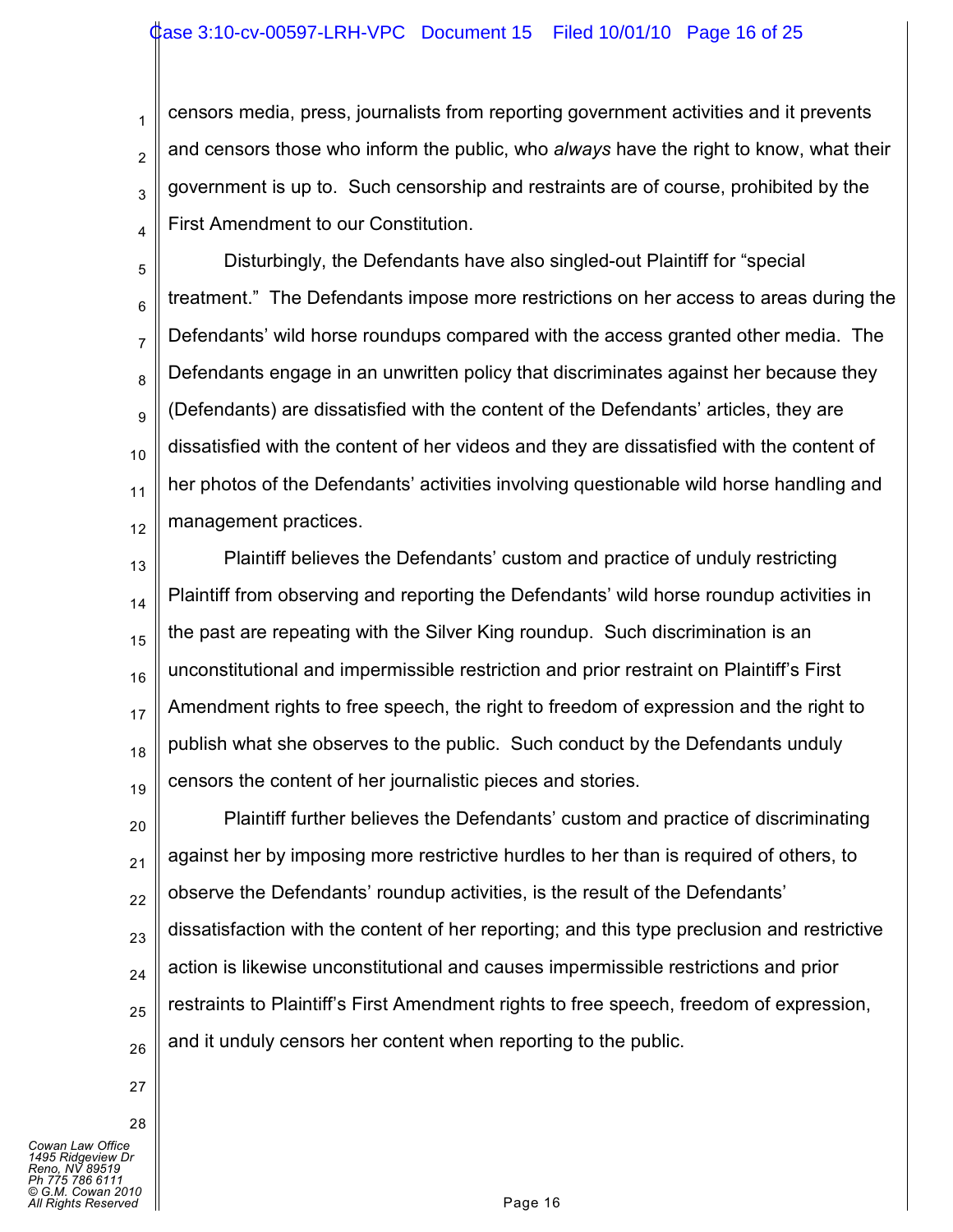censors media, press, journalists from reporting government activities and it prevents and censors those who inform the public, who *always* have the right to know, what their government is up to. Such censorship and restraints are of course, prohibited by the First Amendment to our Constitution.

Disturbingly, the Defendants have also singled-out Plaintiff for "special treatment." The Defendants impose more restrictions on her access to areas during the Defendants' wild horse roundups compared with the access granted other media. The Defendants engage in an unwritten policy that discriminates against her because they (Defendants) are dissatisfied with the content of the Defendants' articles, they are dissatisfied with the content of her videos and they are dissatisfied with the content of her photos of the Defendants' activities involving questionable wild horse handling and management practices.

Plaintiff believes the Defendants' custom and practice of unduly restricting Plaintiff from observing and reporting the Defendants' wild horse roundup activities in the past are repeating with the Silver King roundup. Such discrimination is an unconstitutional and impermissible restriction and prior restraint on Plaintiff's First Amendment rights to free speech, the right to freedom of expression and the right to publish what she observes to the public. Such conduct by the Defendants unduly censors the content of her journalistic pieces and stories.

Plaintiff further believes the Defendants' custom and practice of discriminating against her by imposing more restrictive hurdles to her than is required of others, to observe the Defendants' roundup activities, is the result of the Defendants' dissatisfaction with the content of her reporting; and this type preclusion and restrictive action is likewise unconstitutional and causes impermissible restrictions and prior restraints to Plaintiff's First Amendment rights to free speech, freedom of expression, and it unduly censors her content when reporting to the public.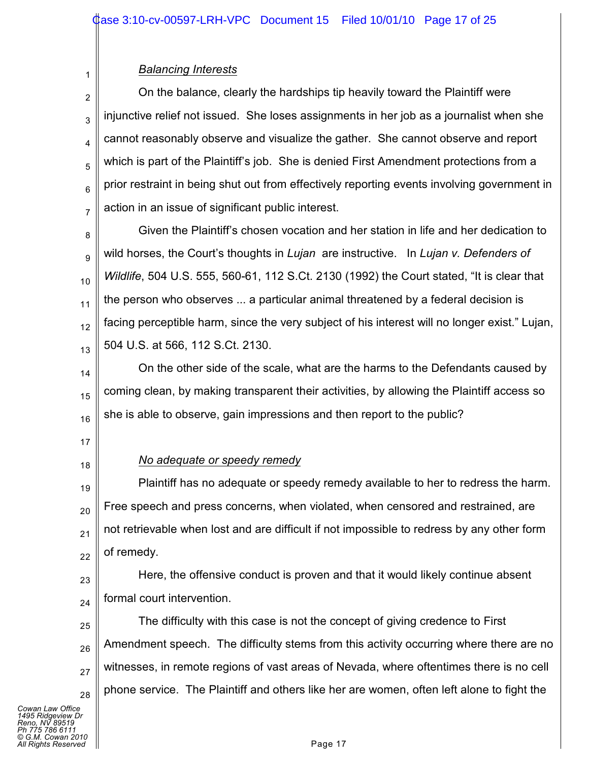*Balancing Interests*

On the balance, clearly the hardships tip heavily toward the Plaintiff were injunctive relief not issued. She loses assignments in her job as a journalist when she cannot reasonably observe and visualize the gather. She cannot observe and report which is part of the Plaintiff's job. She is denied First Amendment protections from a prior restraint in being shut out from effectively reporting events involving government in action in an issue of significant public interest.

Given the Plaintiff's chosen vocation and her station in life and her dedication to wild horses, the Court's thoughts in *Lujan* are instructive. In *Lujan v. Defenders of Wildlife*, 504 U.S. 555, 560-61, 112 S.Ct. 2130 (1992) the Court stated, "It is clear that the person who observes ... a particular animal threatened by a federal decision is facing perceptible harm, since the very subject of his interest will no longer exist." Lujan, 504 U.S. at 566, 112 S.Ct. 2130.

On the other side of the scale, what are the harms to the Defendants caused by coming clean, by making transparent their activities, by allowing the Plaintiff access so she is able to observe, gain impressions and then report to the public?

*No adequate or speedy remedy*

Plaintiff has no adequate or speedy remedy available to her to redress the harm. Free speech and press concerns, when violated, when censored and restrained, are not retrievable when lost and are difficult if not impossible to redress by any other form of remedy.

Here, the offensive conduct is proven and that it would likely continue absent formal court intervention.

The difficulty with this case is not the concept of giving credence to First Amendment speech. The difficulty stems from this activity occurring where there are no witnesses, in remote regions of vast areas of Nevada, where oftentimes there is no cell phone service. The Plaintiff and others like her are women, often left alone to fight the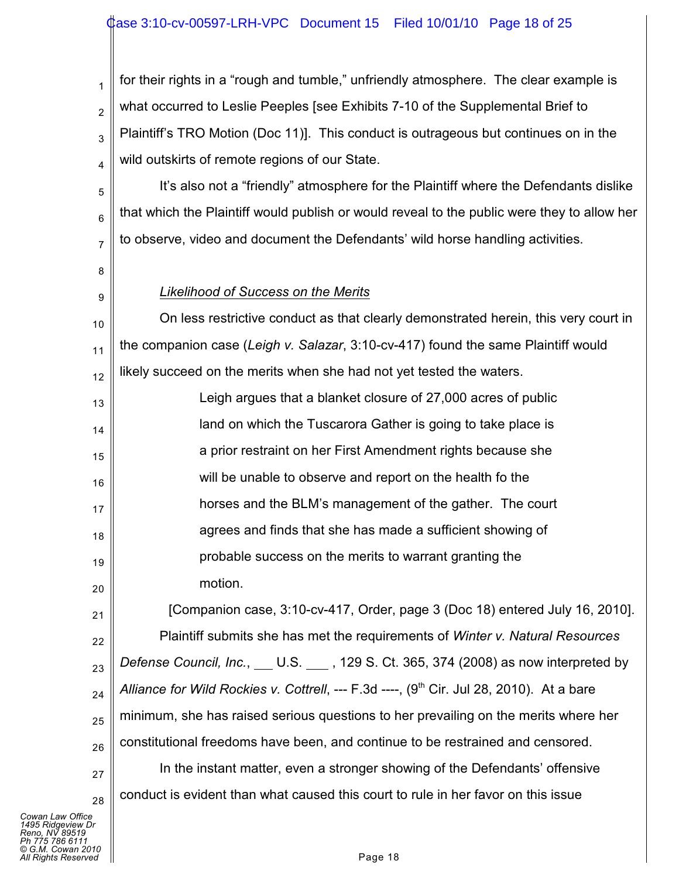for their rights in a “rough and tumble,” unfriendly atmosphere. The clear example is what occurred to Leslie Peeples [see Exhibits 7-10 of the Supplemental Brief to Plaintiff’s TRO Motion (Doc 11)]. This conduct is outrageous but continues on in the wild outskirts of remote regions of our State.

It’s also not a “friendly” atmosphere for the Plaintiff where the Defendants dislike that which the Plaintiff would publish or would reveal to the public were they to allow her to observe, video and document the Defendants’ wild horse handling activities.

*Likelihood of Success on the Merits*

On less restrictive conduct as that clearly demonstrated herein, this very court in the companion case (*Leigh v. Salazar*, 3:10-cv-417) found the same Plaintiff would likely succeed on the merits when she had not yet tested the waters.

> Leigh argues that a blanket closure of 27,000 acres of public land on which the Tuscarora Gather is going to take place is a prior restraint on her First Amendment rights because she will be unable to observe and report on the health fo the horses and the BLM’s management of the gather. The court agrees and finds that she has made a sufficient showing of probable success on the merits to warrant granting the motion.

[Companion case, 3:10-cv-417, Order, page 3 (Doc 18) entered July 16, 2010].

Plaintiff submits she has met the requirements of *Winter v. Natural Resources Defense Council, Inc.*, ___ U.S. ___ , 129 S. Ct. 365, 374 (2008) as now interpreted by *Alliance for Wild Rockies v. Cottrell*, --- F.3d ----, (9th Cir. Jul 28, 2010). At a bare minimum, she has raised serious questions to her prevailing on the merits where her constitutional freedoms have been, and continue to be restrained and censored.

In the instant matter, even a stronger showing of the Defendants’ offensive conduct is evident than what caused this court to rule in her favor on this issue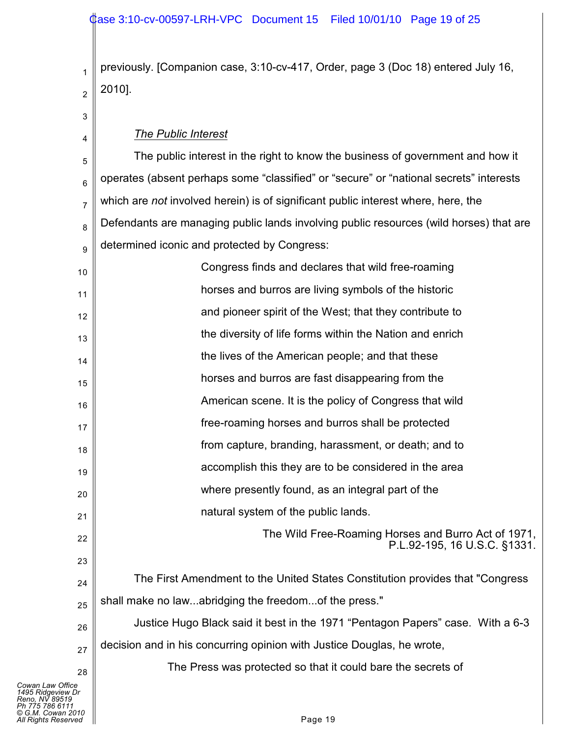previously. [Companion case, 3:10-cv-417, Order, page 3 (Doc 18) entered July 16, 2010].

*The Public Interest*

The public interest in the right to know the business of government and how it operates (absent perhaps some "classified" or "secure" or "national secrets" interests which are *not* involved herein) is of significant public interest where, here, the Defendants are managing public lands involving public resources (wild horses) that are determined iconic and protected by Congress:

> Congress finds and declares that wild free-roaming horses and burros are living symbols of the historic and pioneer spirit of the West; that they contribute to the diversity of life forms within the Nation and enrich the lives of the American people; and that these horses and burros are fast disappearing from the American scene. It is the policy of Congress that wild free-roaming horses and burros shall be protected from capture, branding, harassment, or death; and to accomplish this they are to be considered in the area where presently found, as an integral part of the natural system of the public lands.
>
> The Wild Free-Roaming Horses and Burro Act of 1971, P.L.92-195, 16 U.S.C. §1331.

The First Amendment to the United States Constitution provides that "Congress shall make no law...abridging the freedom...of the press."

Justice Hugo Black said it best in the 1971 "Pentagon Papers" case. With a 6-3 decision and in his concurring opinion with Justice Douglas, he wrote,

> The Press was protected so that it could bare the secrets of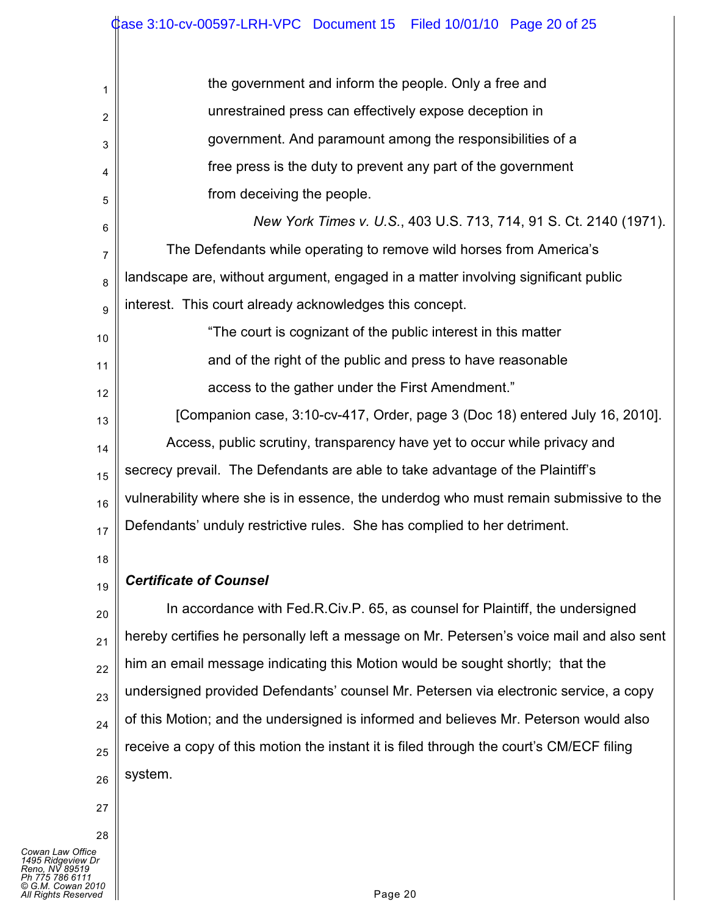> the government and inform the people. Only a free and unrestrained press can effectively expose deception in government. And paramount among the responsibilities of a free press is the duty to prevent any part of the government from deceiving the people.
>
> *New York Times v. U.S.*, 403 U.S. 713, 714, 91 S. Ct. 2140 (1971).

The Defendants while operating to remove wild horses from America's landscape are, without argument, engaged in a matter involving significant public interest. This court already acknowledges this concept.

> "The court is cognizant of the public interest in this matter and of the right of the public and press to have reasonable access to the gather under the First Amendment."
>
> [Companion case, 3:10-cv-417, Order, page 3 (Doc 18) entered July 16, 2010].

Access, public scrutiny, transparency have yet to occur while privacy and secrecy prevail. The Defendants are able to take advantage of the Plaintiff's vulnerability where she is in essence, the underdog who must remain submissive to the Defendants' unduly restrictive rules. She has complied to her detriment.

***Certificate of Counsel***

In accordance with Fed.R.Civ.P. 65, as counsel for Plaintiff, the undersigned hereby certifies he personally left a message on Mr. Petersen's voice mail and also sent him an email message indicating this Motion would be sought shortly; that the undersigned provided Defendants' counsel Mr. Petersen via electronic service, a copy of this Motion; and the undersigned is informed and believes Mr. Peterson would also receive a copy of this motion the instant it is filed through the court's CM/ECF filing system.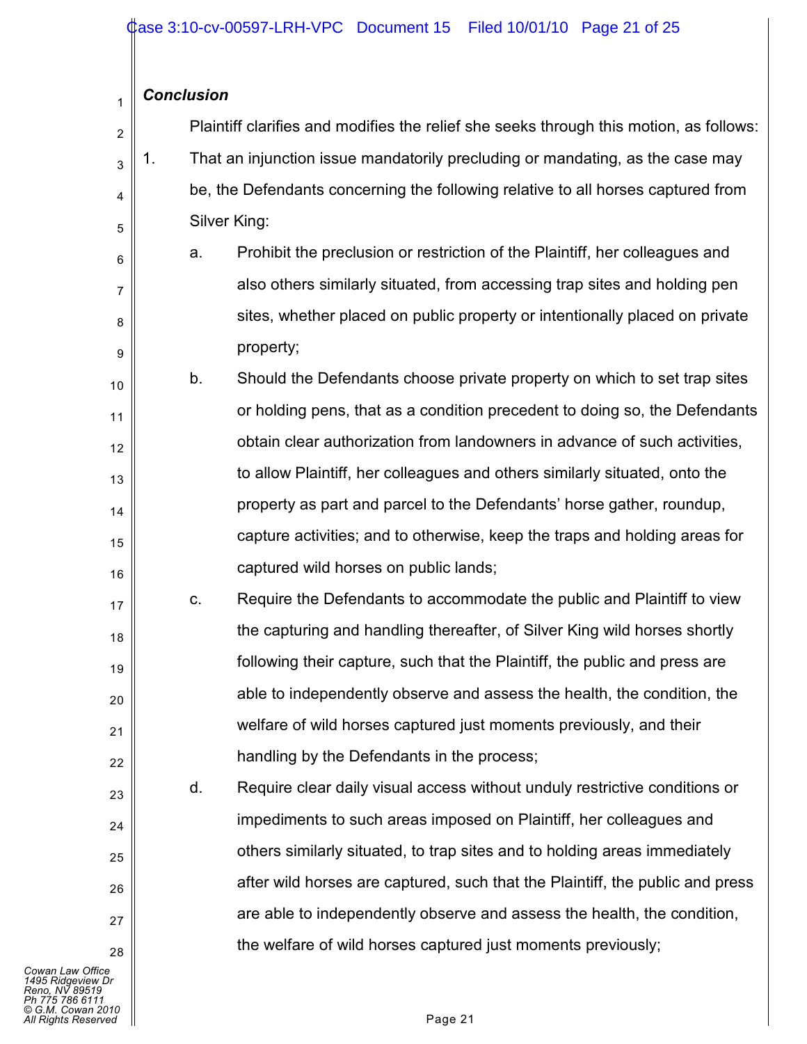***Conclusion***

Plaintiff clarifies and modifies the relief she seeks through this motion, as follows:

1. That an injunction issue mandatorily precluding or mandating, as the case may be, the Defendants concerning the following relative to all horses captured from Silver King:

   a. Prohibit the preclusion or restriction of the Plaintiff, her colleagues and also others similarly situated, from accessing trap sites and holding pen sites, whether placed on public property or intentionally placed on private property;

   b. Should the Defendants choose private property on which to set trap sites or holding pens, that as a condition precedent to doing so, the Defendants obtain clear authorization from landowners in advance of such activities, to allow Plaintiff, her colleagues and others similarly situated, onto the property as part and parcel to the Defendants' horse gather, roundup, capture activities; and to otherwise, keep the traps and holding areas for captured wild horses on public lands;

   c. Require the Defendants to accommodate the public and Plaintiff to view the capturing and handling thereafter, of Silver King wild horses shortly following their capture, such that the Plaintiff, the public and press are able to independently observe and assess the health, the condition, the welfare of wild horses captured just moments previously, and their handling by the Defendants in the process;

   d. Require clear daily visual access without unduly restrictive conditions or impediments to such areas imposed on Plaintiff, her colleagues and others similarly situated, to trap sites and to holding areas immediately after wild horses are captured, such that the Plaintiff, the public and press are able to independently observe and assess the health, the condition, the welfare of wild horses captured just moments previously;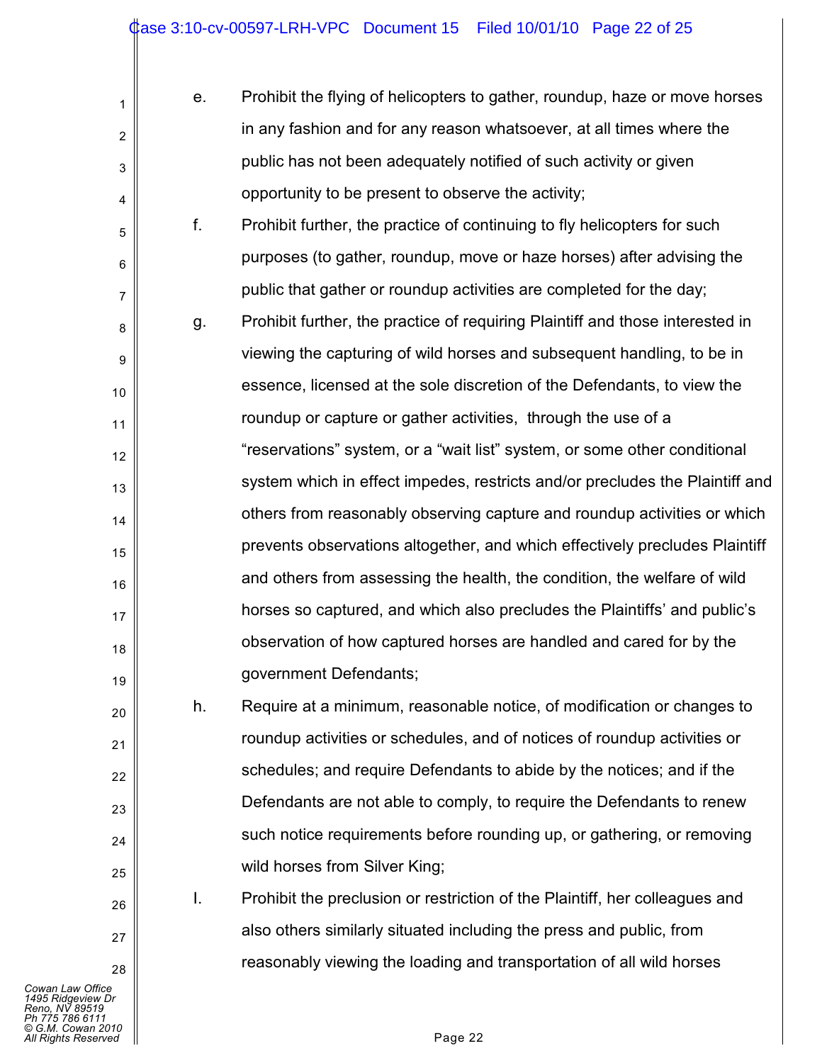e. Prohibit the flying of helicopters to gather, roundup, haze or move horses in any fashion and for any reason whatsoever, at all times where the public has not been adequately notified of such activity or given opportunity to be present to observe the activity;

f. Prohibit further, the practice of continuing to fly helicopters for such purposes (to gather, roundup, move or haze horses) after advising the public that gather or roundup activities are completed for the day;

g. Prohibit further, the practice of requiring Plaintiff and those interested in viewing the capturing of wild horses and subsequent handling, to be in essence, licensed at the sole discretion of the Defendants, to view the roundup or capture or gather activities, through the use of a "reservations" system, or a "wait list" system, or some other conditional system which in effect impedes, restricts and/or precludes the Plaintiff and others from reasonably observing capture and roundup activities or which prevents observations altogether, and which effectively precludes Plaintiff and others from assessing the health, the condition, the welfare of wild horses so captured, and which also precludes the Plaintiffs' and public's observation of how captured horses are handled and cared for by the government Defendants;

h. Require at a minimum, reasonable notice, of modification or changes to roundup activities or schedules, and of notices of roundup activities or schedules; and require Defendants to abide by the notices; and if the Defendants are not able to comply, to require the Defendants to renew such notice requirements before rounding up, or gathering, or removing wild horses from Silver King;

I. Prohibit the preclusion or restriction of the Plaintiff, her colleagues and also others similarly situated including the press and public, from reasonably viewing the loading and transportation of all wild horses

*Cowan Law Office*
*1495 Ridgeview Dr*
*Reno, NV 89519*
*Ph 775 786 6111*
*© G.M. Cowan 2010*
*All Rights Reserved*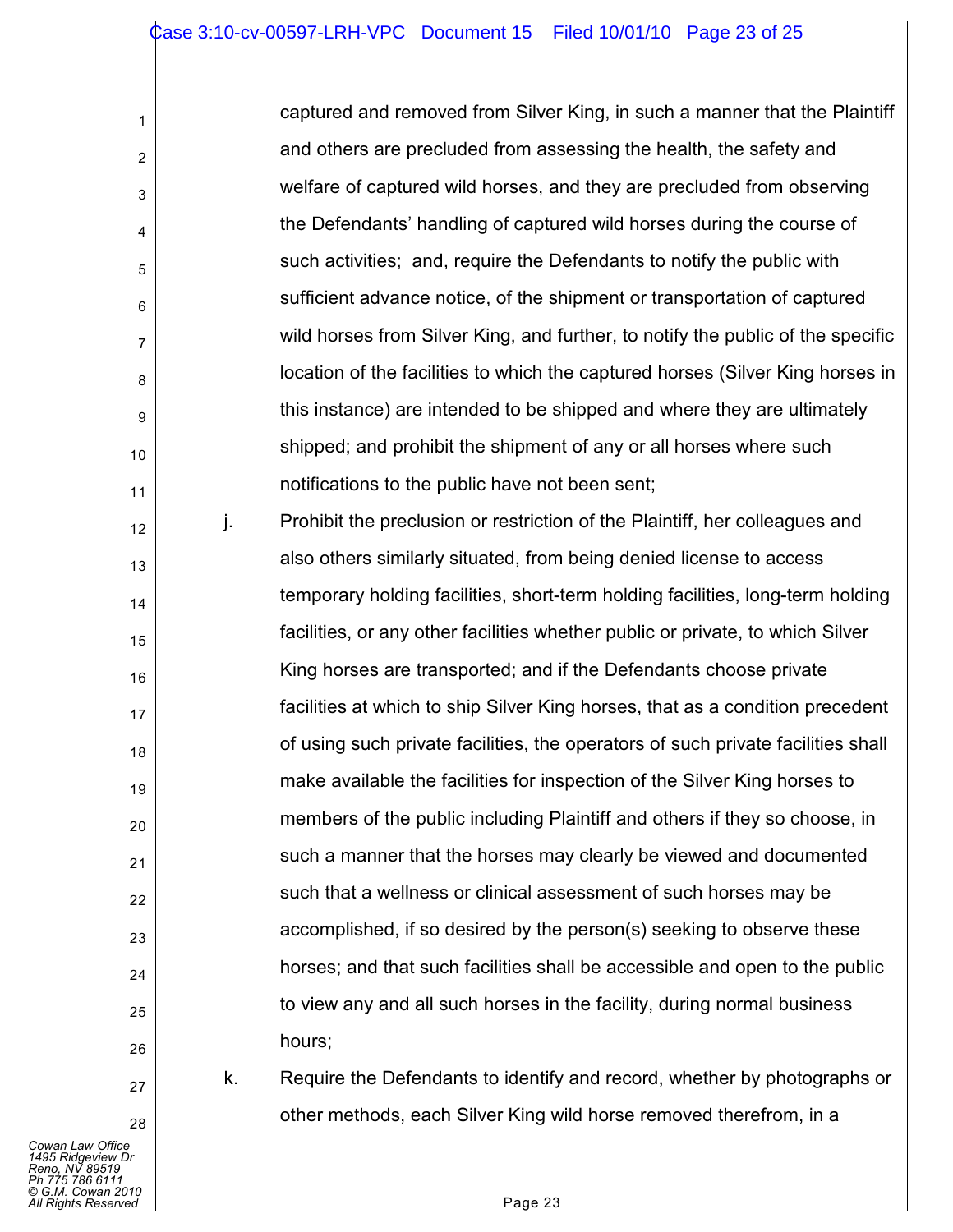captured and removed from Silver King, in such a manner that the Plaintiff and others are precluded from assessing the health, the safety and welfare of captured wild horses, and they are precluded from observing the Defendants' handling of captured wild horses during the course of such activities; and, require the Defendants to notify the public with sufficient advance notice, of the shipment or transportation of captured wild horses from Silver King, and further, to notify the public of the specific location of the facilities to which the captured horses (Silver King horses in this instance) are intended to be shipped and where they are ultimately shipped; and prohibit the shipment of any or all horses where such notifications to the public have not been sent;

j. Prohibit the preclusion or restriction of the Plaintiff, her colleagues and also others similarly situated, from being denied license to access temporary holding facilities, short-term holding facilities, long-term holding facilities, or any other facilities whether public or private, to which Silver King horses are transported; and if the Defendants choose private facilities at which to ship Silver King horses, that as a condition precedent of using such private facilities, the operators of such private facilities shall make available the facilities for inspection of the Silver King horses to members of the public including Plaintiff and others if they so choose, in such a manner that the horses may clearly be viewed and documented such that a wellness or clinical assessment of such horses may be accomplished, if so desired by the person(s) seeking to observe these horses; and that such facilities shall be accessible and open to the public to view any and all such horses in the facility, during normal business hours;

k. Require the Defendants to identify and record, whether by photographs or other methods, each Silver King wild horse removed therefrom, in a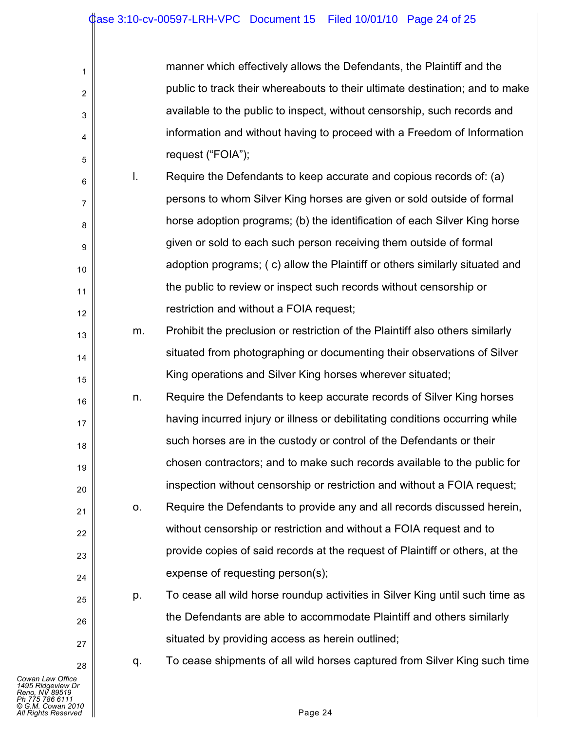manner which effectively allows the Defendants, the Plaintiff and the public to track their whereabouts to their ultimate destination; and to make available to the public to inspect, without censorship, such records and information and without having to proceed with a Freedom of Information request ("FOIA");

l. Require the Defendants to keep accurate and copious records of: (a) persons to whom Silver King horses are given or sold outside of formal horse adoption programs; (b) the identification of each Silver King horse given or sold to each such person receiving them outside of formal adoption programs; ( c) allow the Plaintiff or others similarly situated and the public to review or inspect such records without censorship or restriction and without a FOIA request;

m. Prohibit the preclusion or restriction of the Plaintiff also others similarly situated from photographing or documenting their observations of Silver King operations and Silver King horses wherever situated;

n. Require the Defendants to keep accurate records of Silver King horses having incurred injury or illness or debilitating conditions occurring while such horses are in the custody or control of the Defendants or their chosen contractors; and to make such records available to the public for inspection without censorship or restriction and without a FOIA request;

o. Require the Defendants to provide any and all records discussed herein, without censorship or restriction and without a FOIA request and to provide copies of said records at the request of Plaintiff or others, at the expense of requesting person(s);

p. To cease all wild horse roundup activities in Silver King until such time as the Defendants are able to accommodate Plaintiff and others similarly situated by providing access as herein outlined;

q. To cease shipments of all wild horses captured from Silver King such time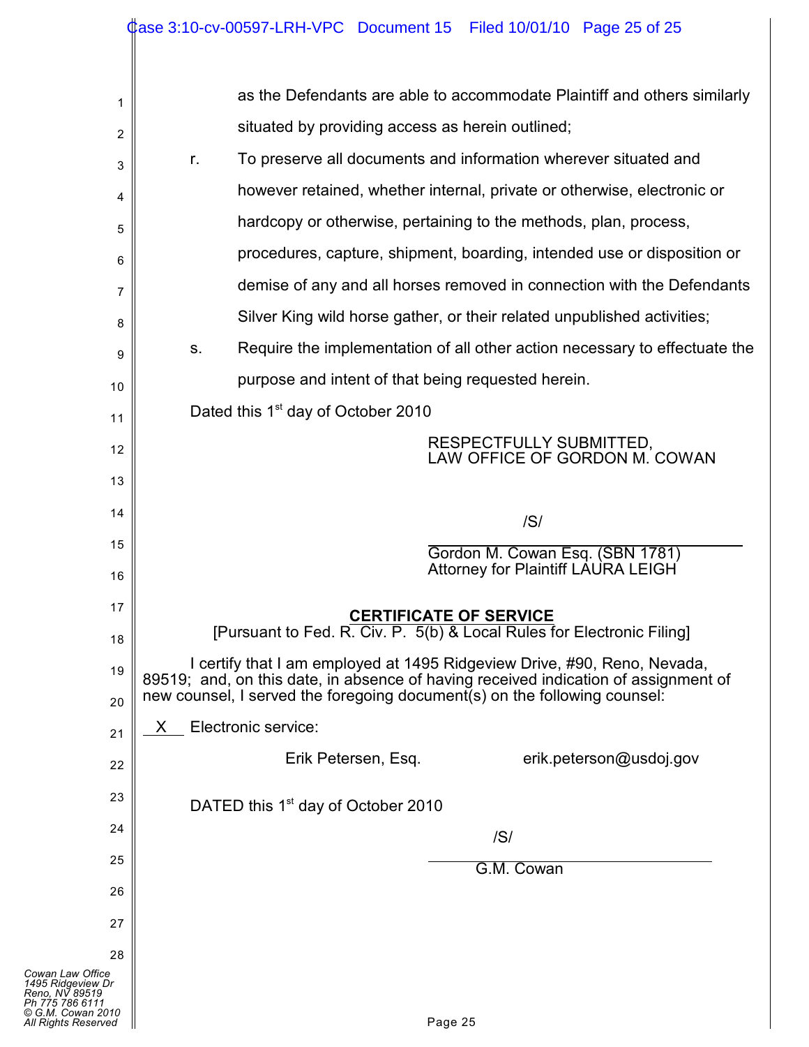as the Defendants are able to accommodate Plaintiff and others similarly situated by providing access as herein outlined;

r. To preserve all documents and information wherever situated and however retained, whether internal, private or otherwise, electronic or hardcopy or otherwise, pertaining to the methods, plan, process, procedures, capture, shipment, boarding, intended use or disposition or demise of any and all horses removed in connection with the Defendants Silver King wild horse gather, or their related unpublished activities;

s. Require the implementation of all other action necessary to effectuate the purpose and intent of that being requested herein.

Dated this 1st day of October 2010

RESPECTFULLY SUBMITTED,
LAW OFFICE OF GORDON M. COWAN

/S/

Gordon M. Cowan Esq. (SBN 1781)
Attorney for Plaintiff LAURA LEIGH

**CERTIFICATE OF SERVICE**

[Pursuant to Fed. R. Civ. P. 5(b) & Local Rules for Electronic Filing]

I certify that I am employed at 1495 Ridgeview Drive, #90, Reno, Nevada, 89519; and, on this date, in absence of having received indication of assignment of new counsel, I served the foregoing document(s) on the following counsel:

X Electronic service:

Erik Petersen, Esq. erik.peterson@usdoj.gov

DATED this 1st day of October 2010

/S/

G.M. Cowan

Cowan Law Office
1495 Ridgeview Dr
Reno, NV 89519
Ph 775 786 6111
© G.M. Cowan 2010
All Rights Reserved